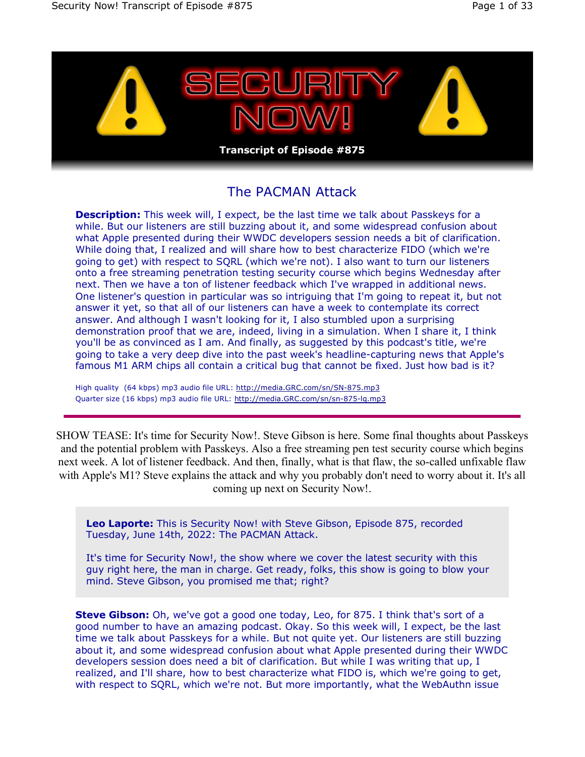# SECURITY NOW!

**Transcript of Episode #875**

## The PACMAN Attack

**Description:** This week will, I expect, be the last time we talk about Passkeys for a while. But our listeners are still buzzing about it, and some widespread confusion about what Apple presented during their WWDC developers session needs a bit of clarification. While doing that, I realized and will share how to best characterize FIDO (which we're going to get) with respect to SQRL (which we're not). I also want to turn our listeners onto a free streaming penetration testing security course which begins Wednesday after next. Then we have a ton of listener feedback which I've wrapped in additional news. One listener's question in particular was so intriguing that I'm going to repeat it, but not answer it yet, so that all of our listeners can have a week to contemplate its correct answer. And although I wasn't looking for it, I also stumbled upon a surprising demonstration proof that we are, indeed, living in a simulation. When I share it, I think you'll be as convinced as I am. And finally, as suggested by this podcast's title, we're going to take a very deep dive into the past week's headline-capturing news that Apple's famous M1 ARM chips all contain a critical bug that cannot be fixed. Just how bad is it?

High quality (64 kbps) mp3 audio file URL: http://media.GRC.com/sn/SN-875.mp3
Quarter size (16 kbps) mp3 audio file URL: http://media.GRC.com/sn/sn-875-lq.mp3

---

SHOW TEASE: It's time for Security Now!. Steve Gibson is here. Some final thoughts about Passkeys and the potential problem with Passkeys. Also a free streaming pen test security course which begins next week. A lot of listener feedback. And then, finally, what is that flaw, the so-called unfixable flaw with Apple's M1? Steve explains the attack and why you probably don't need to worry about it. It's all coming up next on Security Now!.

**Leo Laporte:** This is Security Now! with Steve Gibson, Episode 875, recorded Tuesday, June 14th, 2022: The PACMAN Attack.

It's time for Security Now!, the show where we cover the latest security with this guy right here, the man in charge. Get ready, folks, this show is going to blow your mind. Steve Gibson, you promised me that; right?

**Steve Gibson:** Oh, we've got a good one today, Leo, for 875. I think that's sort of a good number to have an amazing podcast. Okay. So this week will, I expect, be the last time we talk about Passkeys for a while. But not quite yet. Our listeners are still buzzing about it, and some widespread confusion about what Apple presented during their WWDC developers session does need a bit of clarification. But while I was writing that up, I realized, and I'll share, how to best characterize what FIDO is, which we're going to get, with respect to SQRL, which we're not. But more importantly, what the WebAuthn issue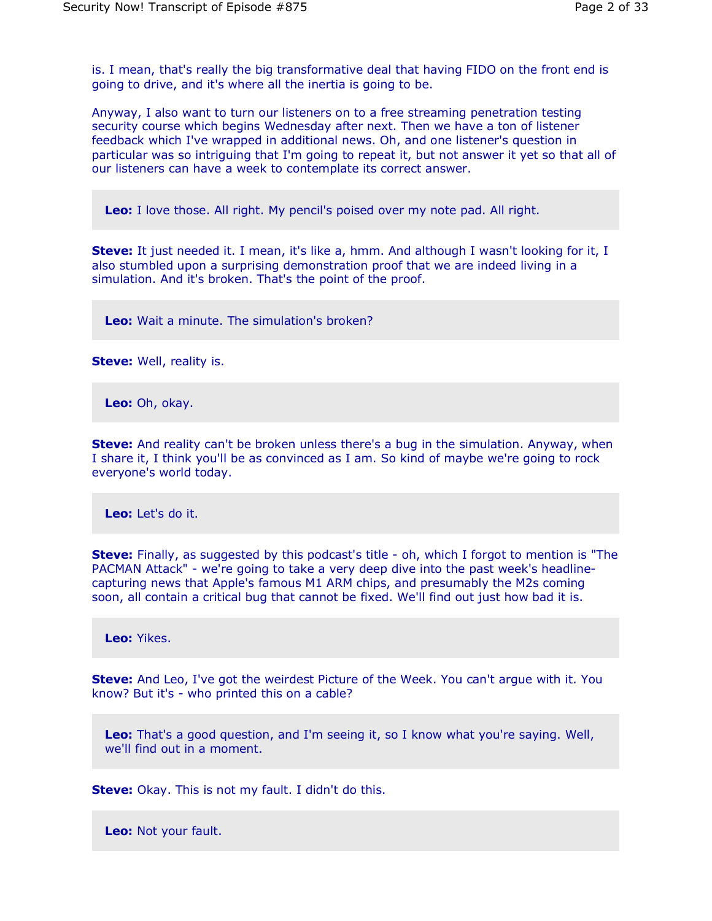is. I mean, that's really the big transformative deal that having FIDO on the front end is going to drive, and it's where all the inertia is going to be.

Anyway, I also want to turn our listeners on to a free streaming penetration testing security course which begins Wednesday after next. Then we have a ton of listener feedback which I've wrapped in additional news. Oh, and one listener's question in particular was so intriguing that I'm going to repeat it, but not answer it yet so that all of our listeners can have a week to contemplate its correct answer.

**Leo:** I love those. All right. My pencil's poised over my note pad. All right.

**Steve:** It just needed it. I mean, it's like a, hmm. And although I wasn't looking for it, I also stumbled upon a surprising demonstration proof that we are indeed living in a simulation. And it's broken. That's the point of the proof.

**Leo:** Wait a minute. The simulation's broken?

**Steve:** Well, reality is.

**Leo:** Oh, okay.

**Steve:** And reality can't be broken unless there's a bug in the simulation. Anyway, when I share it, I think you'll be as convinced as I am. So kind of maybe we're going to rock everyone's world today.

**Leo:** Let's do it.

**Steve:** Finally, as suggested by this podcast's title - oh, which I forgot to mention is "The PACMAN Attack" - we're going to take a very deep dive into the past week's headline-capturing news that Apple's famous M1 ARM chips, and presumably the M2s coming soon, all contain a critical bug that cannot be fixed. We'll find out just how bad it is.

**Leo:** Yikes.

**Steve:** And Leo, I've got the weirdest Picture of the Week. You can't argue with it. You know? But it's - who printed this on a cable?

**Leo:** That's a good question, and I'm seeing it, so I know what you're saying. Well, we'll find out in a moment.

**Steve:** Okay. This is not my fault. I didn't do this.

**Leo:** Not your fault.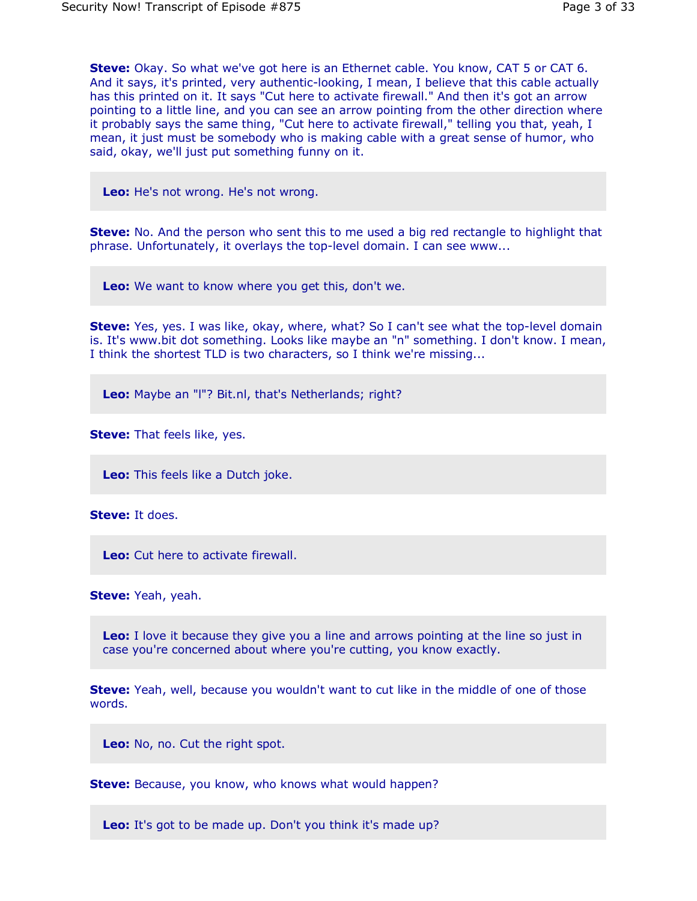**Steve:** Okay. So what we've got here is an Ethernet cable. You know, CAT 5 or CAT 6. And it says, it's printed, very authentic-looking, I mean, I believe that this cable actually has this printed on it. It says "Cut here to activate firewall." And then it's got an arrow pointing to a little line, and you can see an arrow pointing from the other direction where it probably says the same thing, "Cut here to activate firewall," telling you that, yeah, I mean, it just must be somebody who is making cable with a great sense of humor, who said, okay, we'll just put something funny on it.

**Leo:** He's not wrong. He's not wrong.

**Steve:** No. And the person who sent this to me used a big red rectangle to highlight that phrase. Unfortunately, it overlays the top-level domain. I can see www...

**Leo:** We want to know where you get this, don't we.

**Steve:** Yes, yes. I was like, okay, where, what? So I can't see what the top-level domain is. It's www.bit dot something. Looks like maybe an "n" something. I don't know. I mean, I think the shortest TLD is two characters, so I think we're missing...

**Leo:** Maybe an "l"? Bit.nl, that's Netherlands; right?

**Steve:** That feels like, yes.

**Leo:** This feels like a Dutch joke.

**Steve:** It does.

**Leo:** Cut here to activate firewall.

**Steve:** Yeah, yeah.

**Leo:** I love it because they give you a line and arrows pointing at the line so just in case you're concerned about where you're cutting, you know exactly.

**Steve:** Yeah, well, because you wouldn't want to cut like in the middle of one of those words.

**Leo:** No, no. Cut the right spot.

**Steve:** Because, you know, who knows what would happen?

**Leo:** It's got to be made up. Don't you think it's made up?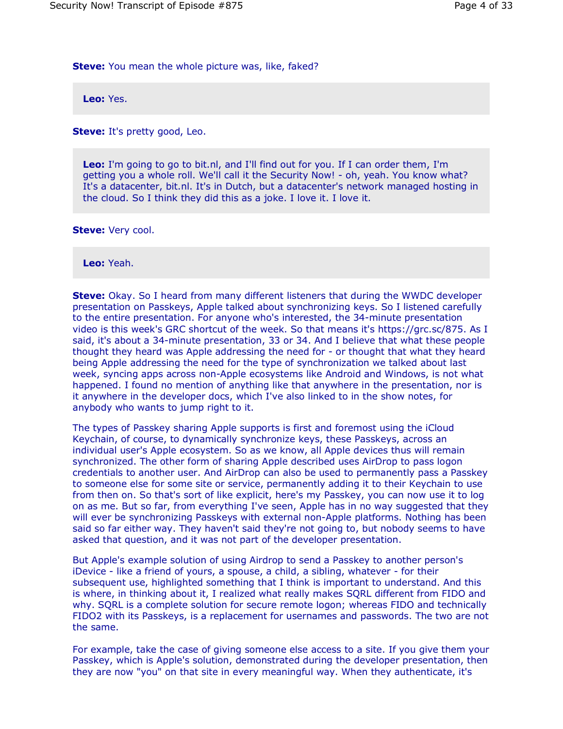**Steve:** You mean the whole picture was, like, faked?

**Leo:** Yes.

**Steve:** It's pretty good, Leo.

**Leo:** I'm going to go to bit.nl, and I'll find out for you. If I can order them, I'm getting you a whole roll. We'll call it the Security Now! - oh, yeah. You know what? It's a datacenter, bit.nl. It's in Dutch, but a datacenter's network managed hosting in the cloud. So I think they did this as a joke. I love it. I love it.

**Steve:** Very cool.

**Leo:** Yeah.

**Steve:** Okay. So I heard from many different listeners that during the WWDC developer presentation on Passkeys, Apple talked about synchronizing keys. So I listened carefully to the entire presentation. For anyone who's interested, the 34-minute presentation video is this week's GRC shortcut of the week. So that means it's https://grc.sc/875. As I said, it's about a 34-minute presentation, 33 or 34. And I believe that what these people thought they heard was Apple addressing the need for - or thought that what they heard being Apple addressing the need for the type of synchronization we talked about last week, syncing apps across non-Apple ecosystems like Android and Windows, is not what happened. I found no mention of anything like that anywhere in the presentation, nor is it anywhere in the developer docs, which I've also linked to in the show notes, for anybody who wants to jump right to it.

The types of Passkey sharing Apple supports is first and foremost using the iCloud Keychain, of course, to dynamically synchronize keys, these Passkeys, across an individual user's Apple ecosystem. So as we know, all Apple devices thus will remain synchronized. The other form of sharing Apple described uses AirDrop to pass logon credentials to another user. And AirDrop can also be used to permanently pass a Passkey to someone else for some site or service, permanently adding it to their Keychain to use from then on. So that's sort of like explicit, here's my Passkey, you can now use it to log on as me. But so far, from everything I've seen, Apple has in no way suggested that they will ever be synchronizing Passkeys with external non-Apple platforms. Nothing has been said so far either way. They haven't said they're not going to, but nobody seems to have asked that question, and it was not part of the developer presentation.

But Apple's example solution of using Airdrop to send a Passkey to another person's iDevice - like a friend of yours, a spouse, a child, a sibling, whatever - for their subsequent use, highlighted something that I think is important to understand. And this is where, in thinking about it, I realized what really makes SQRL different from FIDO and why. SQRL is a complete solution for secure remote logon; whereas FIDO and technically FIDO2 with its Passkeys, is a replacement for usernames and passwords. The two are not the same.

For example, take the case of giving someone else access to a site. If you give them your Passkey, which is Apple's solution, demonstrated during the developer presentation, then they are now "you" on that site in every meaningful way. When they authenticate, it's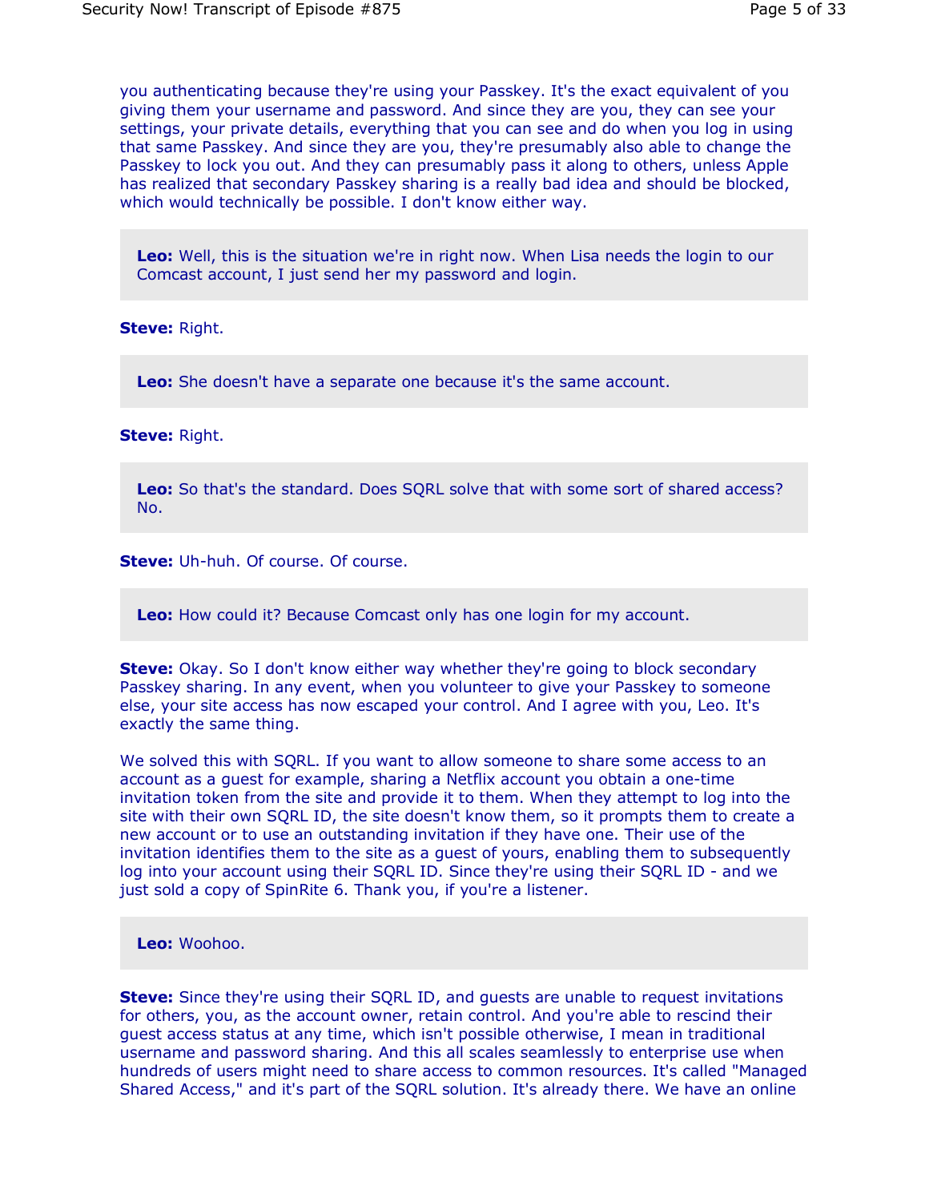you authenticating because they're using your Passkey. It's the exact equivalent of you giving them your username and password. And since they are you, they can see your settings, your private details, everything that you can see and do when you log in using that same Passkey. And since they are you, they're presumably also able to change the Passkey to lock you out. And they can presumably pass it along to others, unless Apple has realized that secondary Passkey sharing is a really bad idea and should be blocked, which would technically be possible. I don't know either way.

**Leo:** Well, this is the situation we're in right now. When Lisa needs the login to our Comcast account, I just send her my password and login.

**Steve:** Right.

**Leo:** She doesn't have a separate one because it's the same account.

**Steve:** Right.

**Leo:** So that's the standard. Does SQRL solve that with some sort of shared access? No.

**Steve:** Uh-huh. Of course. Of course.

**Leo:** How could it? Because Comcast only has one login for my account.

**Steve:** Okay. So I don't know either way whether they're going to block secondary Passkey sharing. In any event, when you volunteer to give your Passkey to someone else, your site access has now escaped your control. And I agree with you, Leo. It's exactly the same thing.

We solved this with SQRL. If you want to allow someone to share some access to an account as a guest for example, sharing a Netflix account you obtain a one-time invitation token from the site and provide it to them. When they attempt to log into the site with their own SQRL ID, the site doesn't know them, so it prompts them to create a new account or to use an outstanding invitation if they have one. Their use of the invitation identifies them to the site as a guest of yours, enabling them to subsequently log into your account using their SQRL ID. Since they're using their SQRL ID - and we just sold a copy of SpinRite 6. Thank you, if you're a listener.

**Leo:** Woohoo.

**Steve:** Since they're using their SQRL ID, and guests are unable to request invitations for others, you, as the account owner, retain control. And you're able to rescind their guest access status at any time, which isn't possible otherwise, I mean in traditional username and password sharing. And this all scales seamlessly to enterprise use when hundreds of users might need to share access to common resources. It's called "Managed Shared Access," and it's part of the SQRL solution. It's already there. We have an online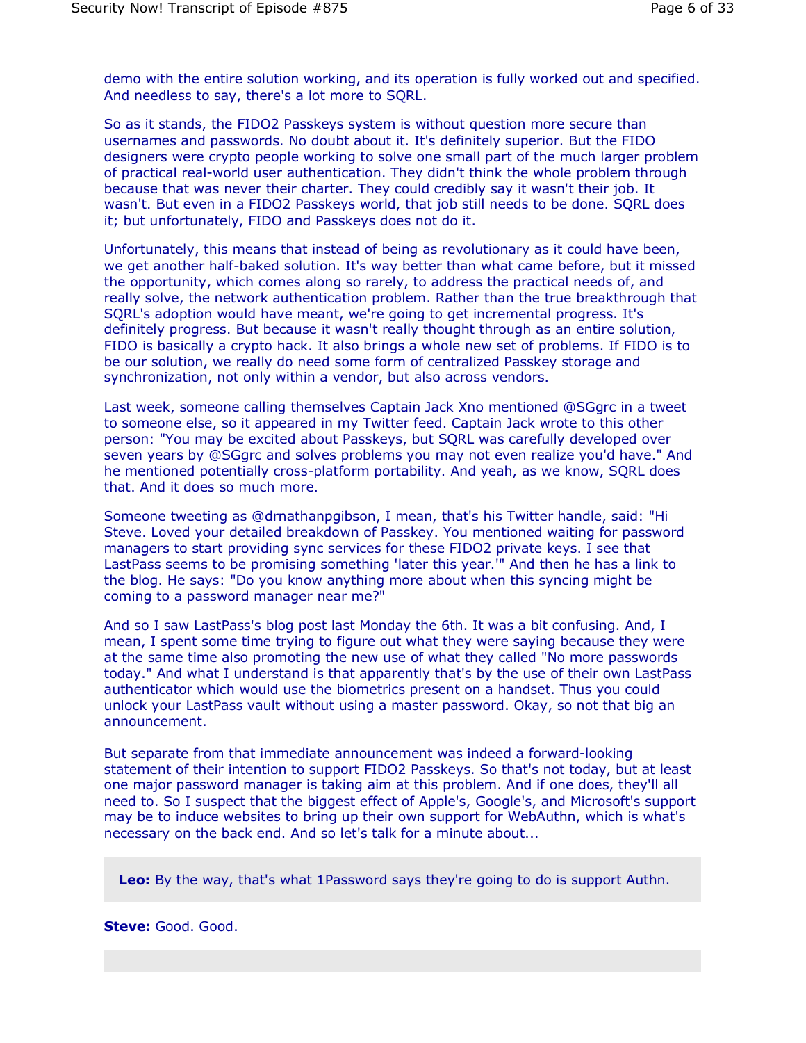demo with the entire solution working, and its operation is fully worked out and specified. And needless to say, there's a lot more to SQRL.

So as it stands, the FIDO2 Passkeys system is without question more secure than usernames and passwords. No doubt about it. It's definitely superior. But the FIDO designers were crypto people working to solve one small part of the much larger problem of practical real-world user authentication. They didn't think the whole problem through because that was never their charter. They could credibly say it wasn't their job. It wasn't. But even in a FIDO2 Passkeys world, that job still needs to be done. SQRL does it; but unfortunately, FIDO and Passkeys does not do it.

Unfortunately, this means that instead of being as revolutionary as it could have been, we get another half-baked solution. It's way better than what came before, but it missed the opportunity, which comes along so rarely, to address the practical needs of, and really solve, the network authentication problem. Rather than the true breakthrough that SQRL's adoption would have meant, we're going to get incremental progress. It's definitely progress. But because it wasn't really thought through as an entire solution, FIDO is basically a crypto hack. It also brings a whole new set of problems. If FIDO is to be our solution, we really do need some form of centralized Passkey storage and synchronization, not only within a vendor, but also across vendors.

Last week, someone calling themselves Captain Jack Xno mentioned @SGgrc in a tweet to someone else, so it appeared in my Twitter feed. Captain Jack wrote to this other person: "You may be excited about Passkeys, but SQRL was carefully developed over seven years by @SGgrc and solves problems you may not even realize you'd have." And he mentioned potentially cross-platform portability. And yeah, as we know, SQRL does that. And it does so much more.

Someone tweeting as @drnathanpgibson, I mean, that's his Twitter handle, said: "Hi Steve. Loved your detailed breakdown of Passkey. You mentioned waiting for password managers to start providing sync services for these FIDO2 private keys. I see that LastPass seems to be promising something 'later this year.'" And then he has a link to the blog. He says: "Do you know anything more about when this syncing might be coming to a password manager near me?"

And so I saw LastPass's blog post last Monday the 6th. It was a bit confusing. And, I mean, I spent some time trying to figure out what they were saying because they were at the same time also promoting the new use of what they called "No more passwords today." And what I understand is that apparently that's by the use of their own LastPass authenticator which would use the biometrics present on a handset. Thus you could unlock your LastPass vault without using a master password. Okay, so not that big an announcement.

But separate from that immediate announcement was indeed a forward-looking statement of their intention to support FIDO2 Passkeys. So that's not today, but at least one major password manager is taking aim at this problem. And if one does, they'll all need to. So I suspect that the biggest effect of Apple's, Google's, and Microsoft's support may be to induce websites to bring up their own support for WebAuthn, which is what's necessary on the back end. And so let's talk for a minute about...

**Leo:** By the way, that's what 1Password says they're going to do is support Authn.

**Steve:** Good. Good.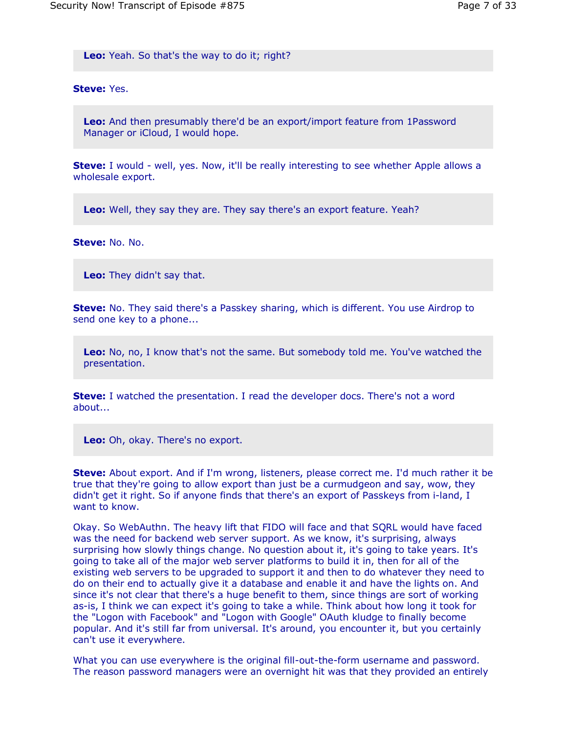**Leo:** Yeah. So that's the way to do it; right?

**Steve:** Yes.

**Leo:** And then presumably there'd be an export/import feature from 1Password Manager or iCloud, I would hope.

**Steve:** I would - well, yes. Now, it'll be really interesting to see whether Apple allows a wholesale export.

**Leo:** Well, they say they are. They say there's an export feature. Yeah?

**Steve:** No. No.

**Leo:** They didn't say that.

**Steve:** No. They said there's a Passkey sharing, which is different. You use Airdrop to send one key to a phone...

**Leo:** No, no, I know that's not the same. But somebody told me. You've watched the presentation.

**Steve:** I watched the presentation. I read the developer docs. There's not a word about...

**Leo:** Oh, okay. There's no export.

**Steve:** About export. And if I'm wrong, listeners, please correct me. I'd much rather it be true that they're going to allow export than just be a curmudgeon and say, wow, they didn't get it right. So if anyone finds that there's an export of Passkeys from i-land, I want to know.

Okay. So WebAuthn. The heavy lift that FIDO will face and that SQRL would have faced was the need for backend web server support. As we know, it's surprising, always surprising how slowly things change. No question about it, it's going to take years. It's going to take all of the major web server platforms to build it in, then for all of the existing web servers to be upgraded to support it and then to do whatever they need to do on their end to actually give it a database and enable it and have the lights on. And since it's not clear that there's a huge benefit to them, since things are sort of working as-is, I think we can expect it's going to take a while. Think about how long it took for the "Logon with Facebook" and "Logon with Google" OAuth kludge to finally become popular. And it's still far from universal. It's around, you encounter it, but you certainly can't use it everywhere.

What you can use everywhere is the original fill-out-the-form username and password. The reason password managers were an overnight hit was that they provided an entirely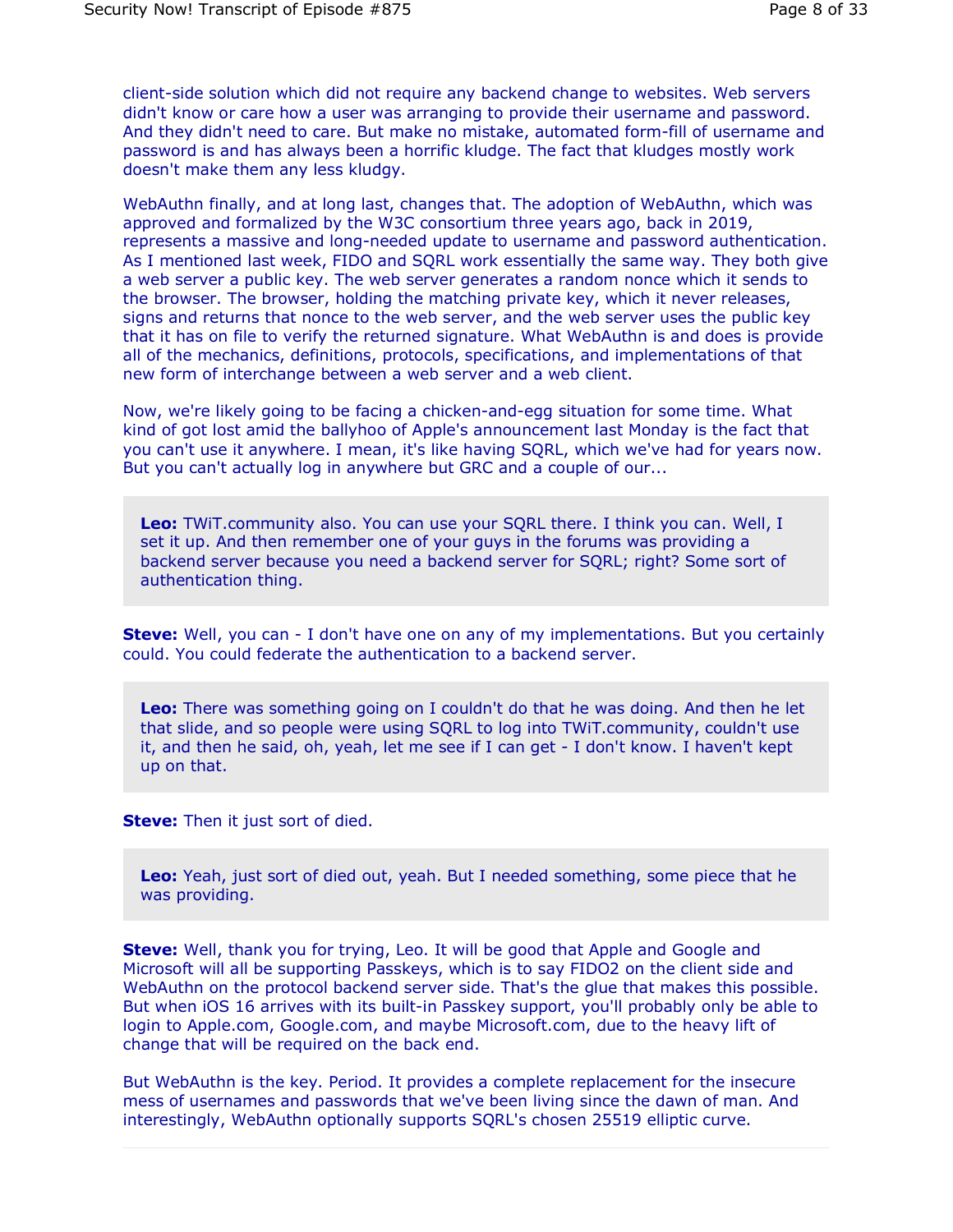client-side solution which did not require any backend change to websites. Web servers didn't know or care how a user was arranging to provide their username and password. And they didn't need to care. But make no mistake, automated form-fill of username and password is and has always been a horrific kludge. The fact that kludges mostly work doesn't make them any less kludgy.

WebAuthn finally, and at long last, changes that. The adoption of WebAuthn, which was approved and formalized by the W3C consortium three years ago, back in 2019, represents a massive and long-needed update to username and password authentication. As I mentioned last week, FIDO and SQRL work essentially the same way. They both give a web server a public key. The web server generates a random nonce which it sends to the browser. The browser, holding the matching private key, which it never releases, signs and returns that nonce to the web server, and the web server uses the public key that it has on file to verify the returned signature. What WebAuthn is and does is provide all of the mechanics, definitions, protocols, specifications, and implementations of that new form of interchange between a web server and a web client.

Now, we're likely going to be facing a chicken-and-egg situation for some time. What kind of got lost amid the ballyhoo of Apple's announcement last Monday is the fact that you can't use it anywhere. I mean, it's like having SQRL, which we've had for years now. But you can't actually log in anywhere but GRC and a couple of our...

**Leo:** TWiT.community also. You can use your SQRL there. I think you can. Well, I set it up. And then remember one of your guys in the forums was providing a backend server because you need a backend server for SQRL; right? Some sort of authentication thing.

**Steve:** Well, you can - I don't have one on any of my implementations. But you certainly could. You could federate the authentication to a backend server.

**Leo:** There was something going on I couldn't do that he was doing. And then he let that slide, and so people were using SQRL to log into TWiT.community, couldn't use it, and then he said, oh, yeah, let me see if I can get - I don't know. I haven't kept up on that.

**Steve:** Then it just sort of died.

**Leo:** Yeah, just sort of died out, yeah. But I needed something, some piece that he was providing.

**Steve:** Well, thank you for trying, Leo. It will be good that Apple and Google and Microsoft will all be supporting Passkeys, which is to say FIDO2 on the client side and WebAuthn on the protocol backend server side. That's the glue that makes this possible. But when iOS 16 arrives with its built-in Passkey support, you'll probably only be able to login to Apple.com, Google.com, and maybe Microsoft.com, due to the heavy lift of change that will be required on the back end.

But WebAuthn is the key. Period. It provides a complete replacement for the insecure mess of usernames and passwords that we've been living since the dawn of man. And interestingly, WebAuthn optionally supports SQRL's chosen 25519 elliptic curve.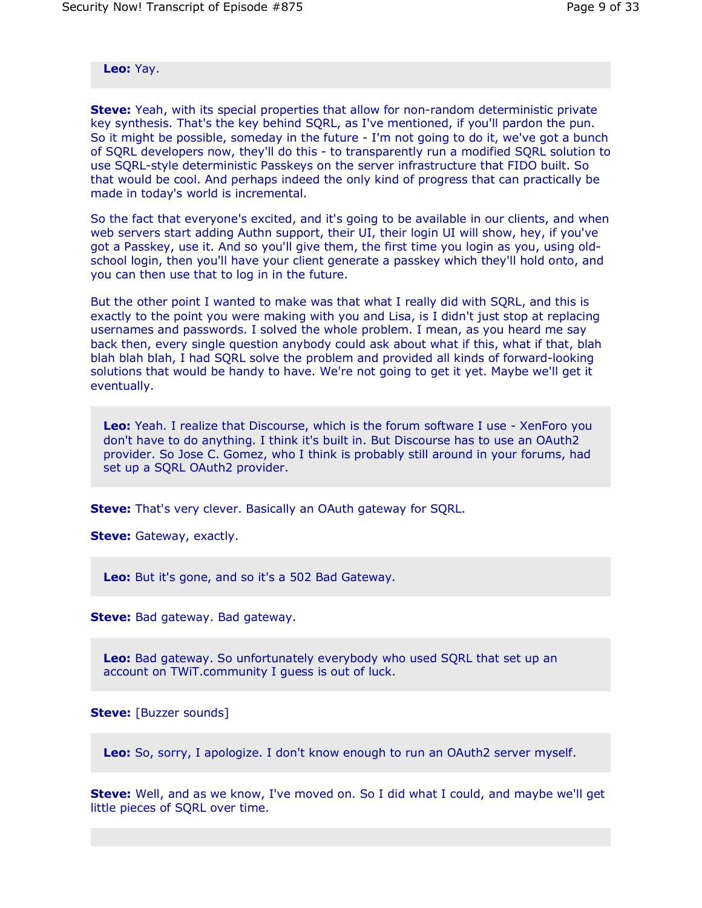**Leo:** Yay.

**Steve:** Yeah, with its special properties that allow for non-random deterministic private key synthesis. That's the key behind SQRL, as I've mentioned, if you'll pardon the pun. So it might be possible, someday in the future - I'm not going to do it, we've got a bunch of SQRL developers now, they'll do this - to transparently run a modified SQRL solution to use SQRL-style deterministic Passkeys on the server infrastructure that FIDO built. So that would be cool. And perhaps indeed the only kind of progress that can practically be made in today's world is incremental.

So the fact that everyone's excited, and it's going to be available in our clients, and when web servers start adding Authn support, their UI, their login UI will show, hey, if you've got a Passkey, use it. And so you'll give them, the first time you login as you, using old-school login, then you'll have your client generate a passkey which they'll hold onto, and you can then use that to log in in the future.

But the other point I wanted to make was that what I really did with SQRL, and this is exactly to the point you were making with you and Lisa, is I didn't just stop at replacing usernames and passwords. I solved the whole problem. I mean, as you heard me say back then, every single question anybody could ask about what if this, what if that, blah blah blah blah, I had SQRL solve the problem and provided all kinds of forward-looking solutions that would be handy to have. We're not going to get it yet. Maybe we'll get it eventually.

**Leo:** Yeah. I realize that Discourse, which is the forum software I use - XenForo you don't have to do anything. I think it's built in. But Discourse has to use an OAuth2 provider. So Jose C. Gomez, who I think is probably still around in your forums, had set up a SQRL OAuth2 provider.

**Steve:** That's very clever. Basically an OAuth gateway for SQRL.

**Steve:** Gateway, exactly.

**Leo:** But it's gone, and so it's a 502 Bad Gateway.

**Steve:** Bad gateway. Bad gateway.

**Leo:** Bad gateway. So unfortunately everybody who used SQRL that set up an account on TWiT.community I guess is out of luck.

**Steve:** [Buzzer sounds]

**Leo:** So, sorry, I apologize. I don't know enough to run an OAuth2 server myself.

**Steve:** Well, and as we know, I've moved on. So I did what I could, and maybe we'll get little pieces of SQRL over time.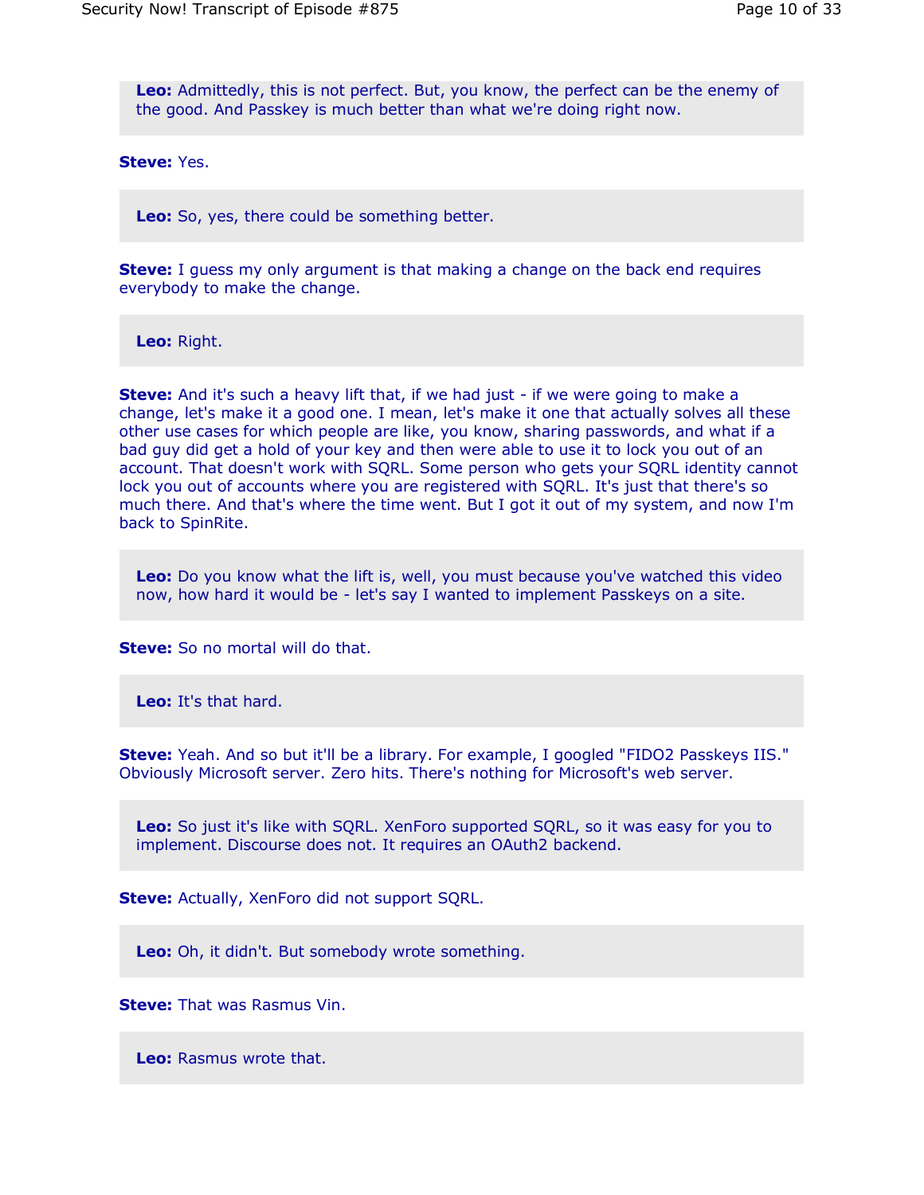**Leo:** Admittedly, this is not perfect. But, you know, the perfect can be the enemy of the good. And Passkey is much better than what we're doing right now.

**Steve:** Yes.

**Leo:** So, yes, there could be something better.

**Steve:** I guess my only argument is that making a change on the back end requires everybody to make the change.

**Leo:** Right.

**Steve:** And it's such a heavy lift that, if we had just - if we were going to make a change, let's make it a good one. I mean, let's make it one that actually solves all these other use cases for which people are like, you know, sharing passwords, and what if a bad guy did get a hold of your key and then were able to use it to lock you out of an account. That doesn't work with SQRL. Some person who gets your SQRL identity cannot lock you out of accounts where you are registered with SQRL. It's just that there's so much there. And that's where the time went. But I got it out of my system, and now I'm back to SpinRite.

**Leo:** Do you know what the lift is, well, you must because you've watched this video now, how hard it would be - let's say I wanted to implement Passkeys on a site.

**Steve:** So no mortal will do that.

**Leo:** It's that hard.

**Steve:** Yeah. And so but it'll be a library. For example, I googled "FIDO2 Passkeys IIS." Obviously Microsoft server. Zero hits. There's nothing for Microsoft's web server.

**Leo:** So just it's like with SQRL. XenForo supported SQRL, so it was easy for you to implement. Discourse does not. It requires an OAuth2 backend.

**Steve:** Actually, XenForo did not support SQRL.

**Leo:** Oh, it didn't. But somebody wrote something.

**Steve:** That was Rasmus Vin.

**Leo:** Rasmus wrote that.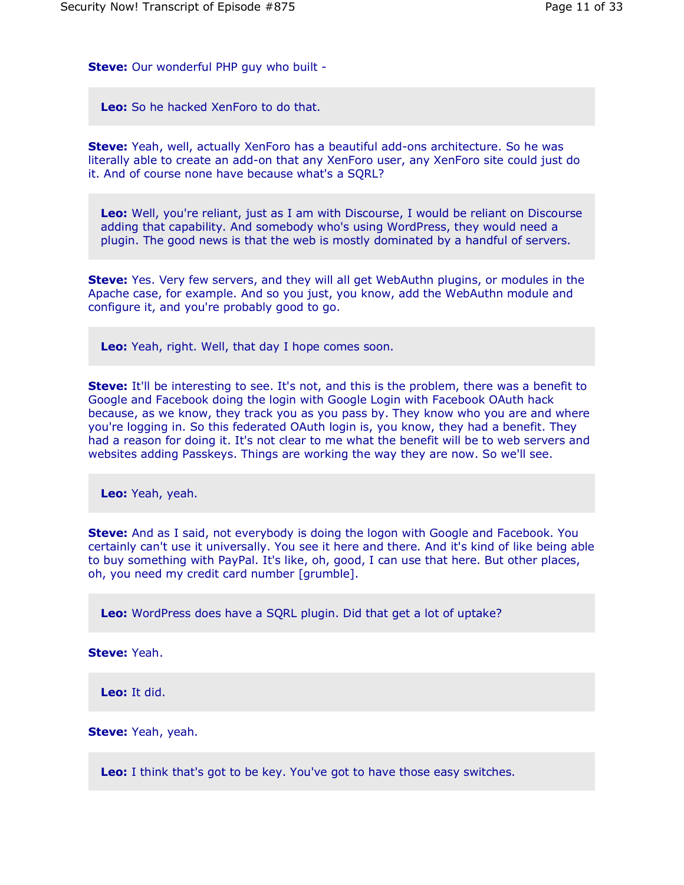**Steve:** Our wonderful PHP guy who built -

**Leo:** So he hacked XenForo to do that.

**Steve:** Yeah, well, actually XenForo has a beautiful add-ons architecture. So he was literally able to create an add-on that any XenForo user, any XenForo site could just do it. And of course none have because what's a SQRL?

**Leo:** Well, you're reliant, just as I am with Discourse, I would be reliant on Discourse adding that capability. And somebody who's using WordPress, they would need a plugin. The good news is that the web is mostly dominated by a handful of servers.

**Steve:** Yes. Very few servers, and they will all get WebAuthn plugins, or modules in the Apache case, for example. And so you just, you know, add the WebAuthn module and configure it, and you're probably good to go.

**Leo:** Yeah, right. Well, that day I hope comes soon.

**Steve:** It'll be interesting to see. It's not, and this is the problem, there was a benefit to Google and Facebook doing the login with Google Login with Facebook OAuth hack because, as we know, they track you as you pass by. They know who you are and where you're logging in. So this federated OAuth login is, you know, they had a benefit. They had a reason for doing it. It's not clear to me what the benefit will be to web servers and websites adding Passkeys. Things are working the way they are now. So we'll see.

**Leo:** Yeah, yeah.

**Steve:** And as I said, not everybody is doing the logon with Google and Facebook. You certainly can't use it universally. You see it here and there. And it's kind of like being able to buy something with PayPal. It's like, oh, good, I can use that here. But other places, oh, you need my credit card number [grumble].

**Leo:** WordPress does have a SQRL plugin. Did that get a lot of uptake?

**Steve:** Yeah.

**Leo:** It did.

**Steve:** Yeah, yeah.

**Leo:** I think that's got to be key. You've got to have those easy switches.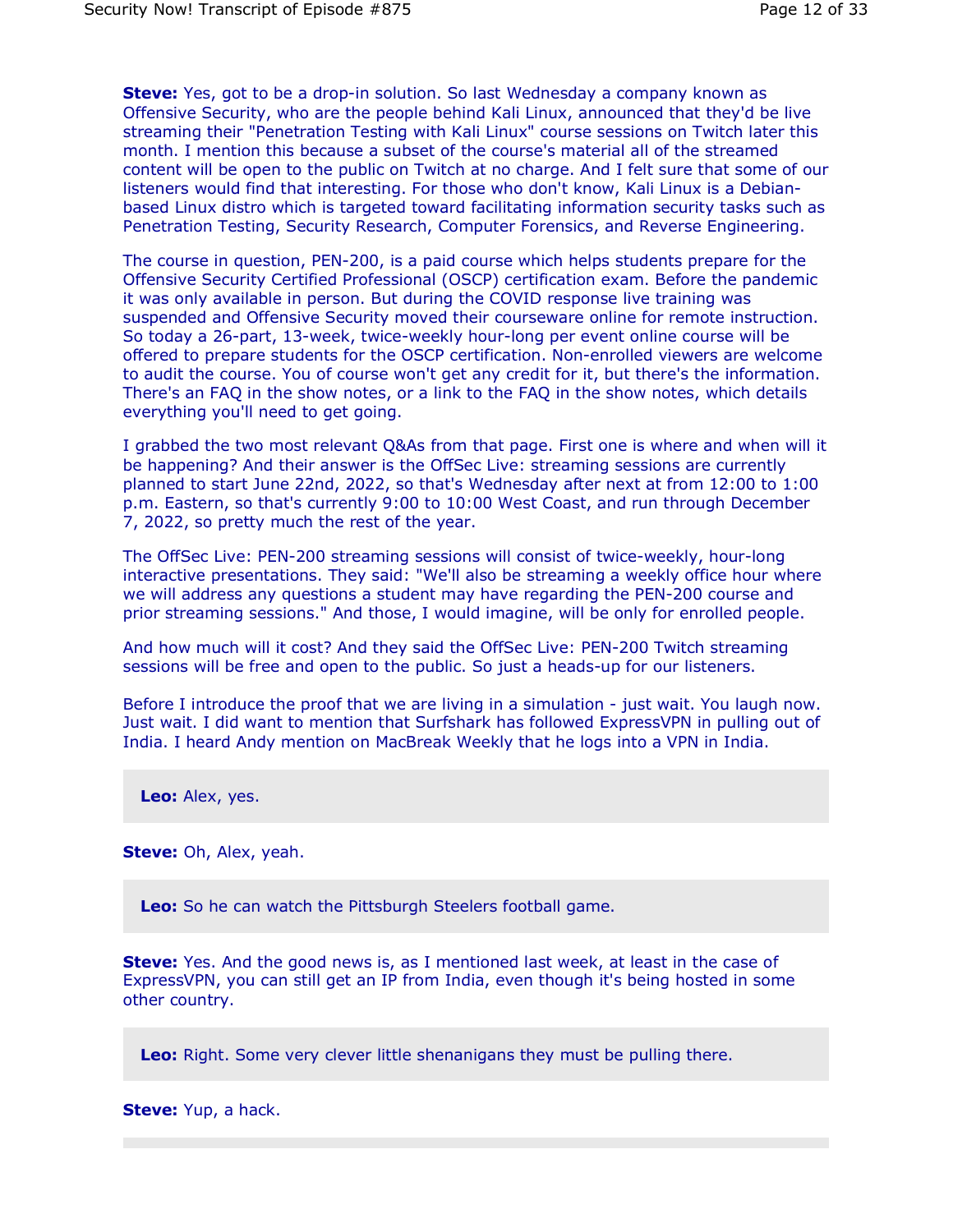**Steve:** Yes, got to be a drop-in solution. So last Wednesday a company known as Offensive Security, who are the people behind Kali Linux, announced that they'd be live streaming their "Penetration Testing with Kali Linux" course sessions on Twitch later this month. I mention this because a subset of the course's material all of the streamed content will be open to the public on Twitch at no charge. And I felt sure that some of our listeners would find that interesting. For those who don't know, Kali Linux is a Debian-based Linux distro which is targeted toward facilitating information security tasks such as Penetration Testing, Security Research, Computer Forensics, and Reverse Engineering.

The course in question, PEN-200, is a paid course which helps students prepare for the Offensive Security Certified Professional (OSCP) certification exam. Before the pandemic it was only available in person. But during the COVID response live training was suspended and Offensive Security moved their courseware online for remote instruction. So today a 26-part, 13-week, twice-weekly hour-long per event online course will be offered to prepare students for the OSCP certification. Non-enrolled viewers are welcome to audit the course. You of course won't get any credit for it, but there's the information. There's an FAQ in the show notes, or a link to the FAQ in the show notes, which details everything you'll need to get going.

I grabbed the two most relevant Q&As from that page. First one is where and when will it be happening? And their answer is the OffSec Live: streaming sessions are currently planned to start June 22nd, 2022, so that's Wednesday after next at from 12:00 to 1:00 p.m. Eastern, so that's currently 9:00 to 10:00 West Coast, and run through December 7, 2022, so pretty much the rest of the year.

The OffSec Live: PEN-200 streaming sessions will consist of twice-weekly, hour-long interactive presentations. They said: "We'll also be streaming a weekly office hour where we will address any questions a student may have regarding the PEN-200 course and prior streaming sessions." And those, I would imagine, will be only for enrolled people.

And how much will it cost? And they said the OffSec Live: PEN-200 Twitch streaming sessions will be free and open to the public. So just a heads-up for our listeners.

Before I introduce the proof that we are living in a simulation - just wait. You laugh now. Just wait. I did want to mention that Surfshark has followed ExpressVPN in pulling out of India. I heard Andy mention on MacBreak Weekly that he logs into a VPN in India.

**Leo:** Alex, yes.

**Steve:** Oh, Alex, yeah.

**Leo:** So he can watch the Pittsburgh Steelers football game.

**Steve:** Yes. And the good news is, as I mentioned last week, at least in the case of ExpressVPN, you can still get an IP from India, even though it's being hosted in some other country.

**Leo:** Right. Some very clever little shenanigans they must be pulling there.

**Steve:** Yup, a hack.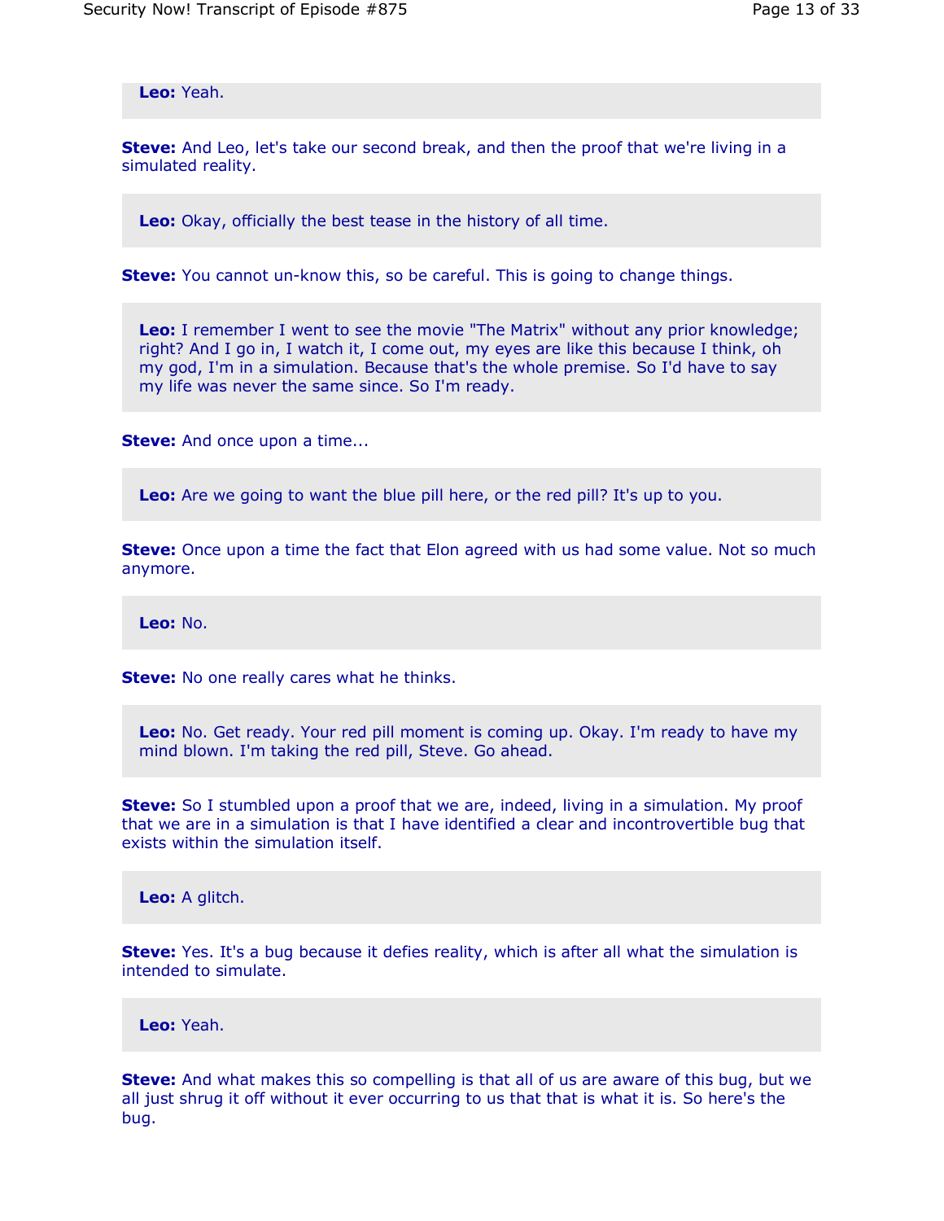**Leo:** Yeah.

**Steve:** And Leo, let's take our second break, and then the proof that we're living in a simulated reality.

**Leo:** Okay, officially the best tease in the history of all time.

**Steve:** You cannot un-know this, so be careful. This is going to change things.

**Leo:** I remember I went to see the movie "The Matrix" without any prior knowledge; right? And I go in, I watch it, I come out, my eyes are like this because I think, oh my god, I'm in a simulation. Because that's the whole premise. So I'd have to say my life was never the same since. So I'm ready.

**Steve:** And once upon a time...

**Leo:** Are we going to want the blue pill here, or the red pill? It's up to you.

**Steve:** Once upon a time the fact that Elon agreed with us had some value. Not so much anymore.

**Leo:** No.

**Steve:** No one really cares what he thinks.

**Leo:** No. Get ready. Your red pill moment is coming up. Okay. I'm ready to have my mind blown. I'm taking the red pill, Steve. Go ahead.

**Steve:** So I stumbled upon a proof that we are, indeed, living in a simulation. My proof that we are in a simulation is that I have identified a clear and incontrovertible bug that exists within the simulation itself.

**Leo:** A glitch.

**Steve:** Yes. It's a bug because it defies reality, which is after all what the simulation is intended to simulate.

**Leo:** Yeah.

**Steve:** And what makes this so compelling is that all of us are aware of this bug, but we all just shrug it off without it ever occurring to us that that is what it is. So here's the bug.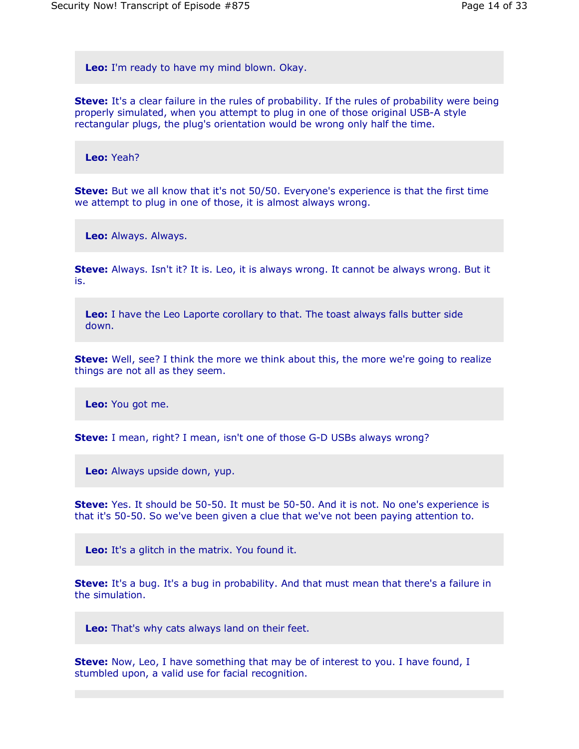**Leo:** I'm ready to have my mind blown. Okay.

**Steve:** It's a clear failure in the rules of probability. If the rules of probability were being properly simulated, when you attempt to plug in one of those original USB-A style rectangular plugs, the plug's orientation would be wrong only half the time.

**Leo:** Yeah?

**Steve:** But we all know that it's not 50/50. Everyone's experience is that the first time we attempt to plug in one of those, it is almost always wrong.

**Leo:** Always. Always.

**Steve:** Always. Isn't it? It is. Leo, it is always wrong. It cannot be always wrong. But it is.

**Leo:** I have the Leo Laporte corollary to that. The toast always falls butter side down.

**Steve:** Well, see? I think the more we think about this, the more we're going to realize things are not all as they seem.

**Leo:** You got me.

**Steve:** I mean, right? I mean, isn't one of those G-D USBs always wrong?

**Leo:** Always upside down, yup.

**Steve:** Yes. It should be 50-50. It must be 50-50. And it is not. No one's experience is that it's 50-50. So we've been given a clue that we've not been paying attention to.

**Leo:** It's a glitch in the matrix. You found it.

**Steve:** It's a bug. It's a bug in probability. And that must mean that there's a failure in the simulation.

**Leo:** That's why cats always land on their feet.

**Steve:** Now, Leo, I have something that may be of interest to you. I have found, I stumbled upon, a valid use for facial recognition.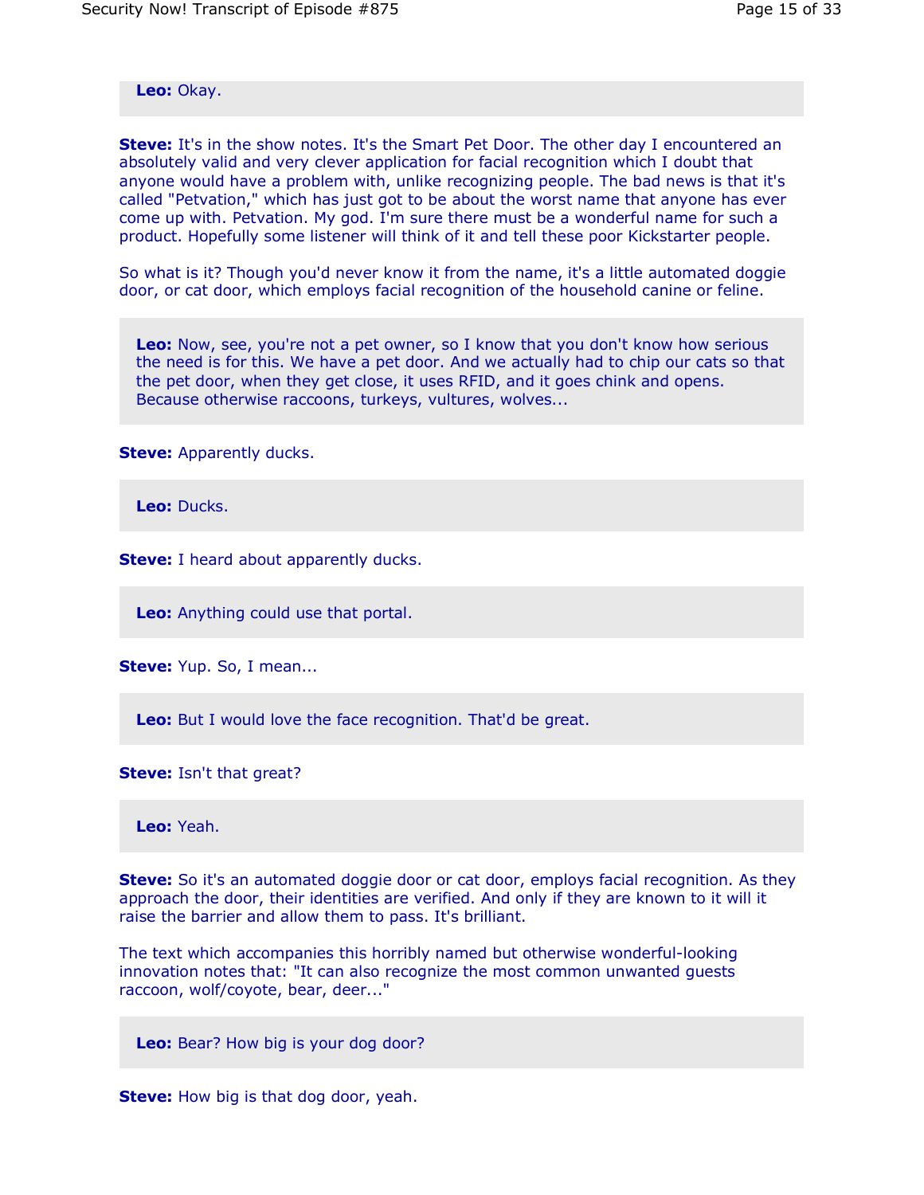**Leo:** Okay.

**Steve:** It's in the show notes. It's the Smart Pet Door. The other day I encountered an absolutely valid and very clever application for facial recognition which I doubt that anyone would have a problem with, unlike recognizing people. The bad news is that it's called "Petvation," which has just got to be about the worst name that anyone has ever come up with. Petvation. My god. I'm sure there must be a wonderful name for such a product. Hopefully some listener will think of it and tell these poor Kickstarter people.

So what is it? Though you'd never know it from the name, it's a little automated doggie door, or cat door, which employs facial recognition of the household canine or feline.

**Leo:** Now, see, you're not a pet owner, so I know that you don't know how serious the need is for this. We have a pet door. And we actually had to chip our cats so that the pet door, when they get close, it uses RFID, and it goes chink and opens. Because otherwise raccoons, turkeys, vultures, wolves...

**Steve:** Apparently ducks.

**Leo:** Ducks.

**Steve:** I heard about apparently ducks.

**Leo:** Anything could use that portal.

**Steve:** Yup. So, I mean...

**Leo:** But I would love the face recognition. That'd be great.

**Steve:** Isn't that great?

**Leo:** Yeah.

**Steve:** So it's an automated doggie door or cat door, employs facial recognition. As they approach the door, their identities are verified. And only if they are known to it will it raise the barrier and allow them to pass. It's brilliant.

The text which accompanies this horribly named but otherwise wonderful-looking innovation notes that: "It can also recognize the most common unwanted guests raccoon, wolf/coyote, bear, deer..."

**Leo:** Bear? How big is your dog door?

**Steve:** How big is that dog door, yeah.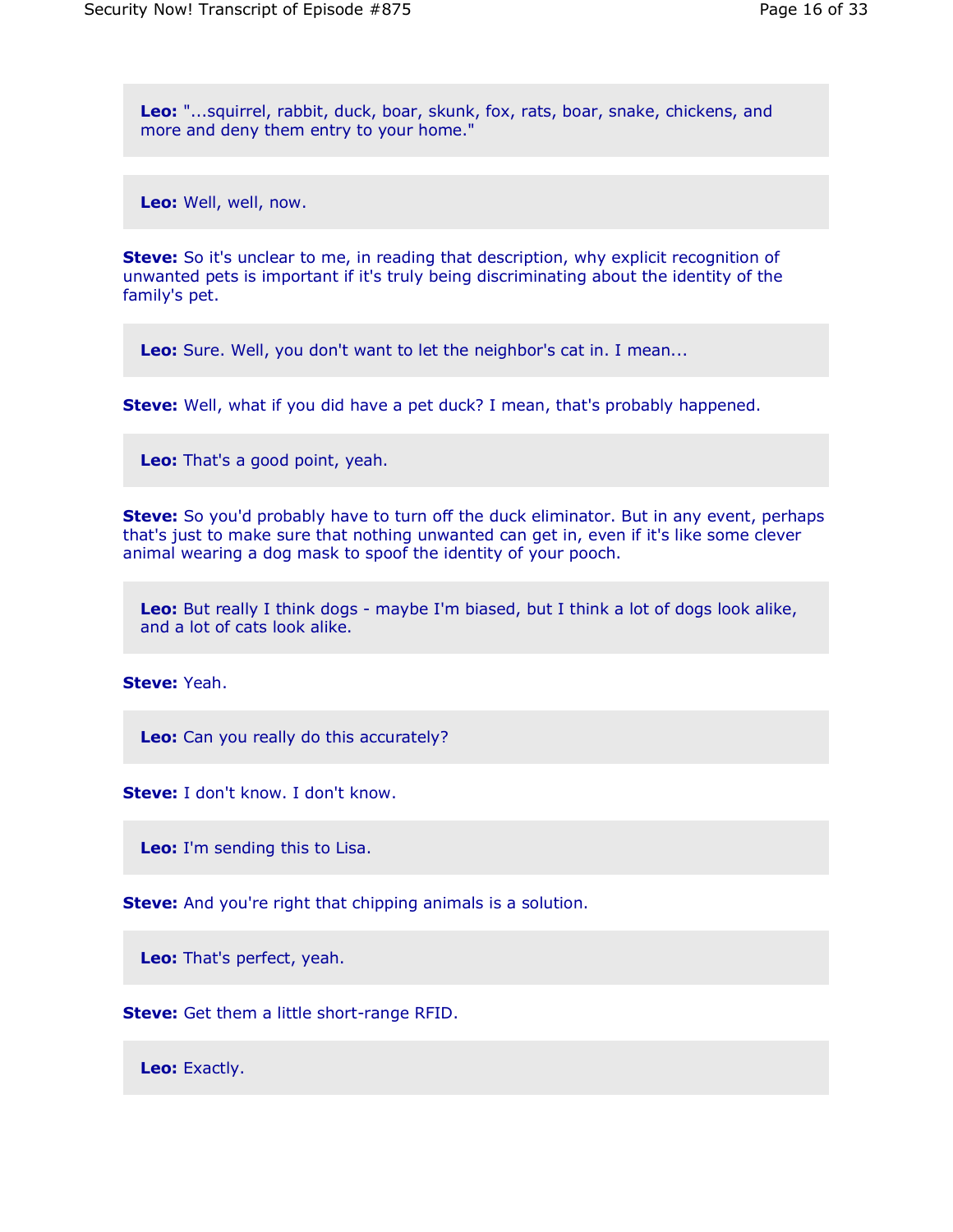**Leo:** "...squirrel, rabbit, duck, boar, skunk, fox, rats, boar, snake, chickens, and more and deny them entry to your home."

**Leo:** Well, well, now.

**Steve:** So it's unclear to me, in reading that description, why explicit recognition of unwanted pets is important if it's truly being discriminating about the identity of the family's pet.

**Leo:** Sure. Well, you don't want to let the neighbor's cat in. I mean...

**Steve:** Well, what if you did have a pet duck? I mean, that's probably happened.

**Leo:** That's a good point, yeah.

**Steve:** So you'd probably have to turn off the duck eliminator. But in any event, perhaps that's just to make sure that nothing unwanted can get in, even if it's like some clever animal wearing a dog mask to spoof the identity of your pooch.

**Leo:** But really I think dogs - maybe I'm biased, but I think a lot of dogs look alike, and a lot of cats look alike.

**Steve:** Yeah.

**Leo:** Can you really do this accurately?

**Steve:** I don't know. I don't know.

**Leo:** I'm sending this to Lisa.

**Steve:** And you're right that chipping animals is a solution.

**Leo:** That's perfect, yeah.

**Steve:** Get them a little short-range RFID.

**Leo:** Exactly.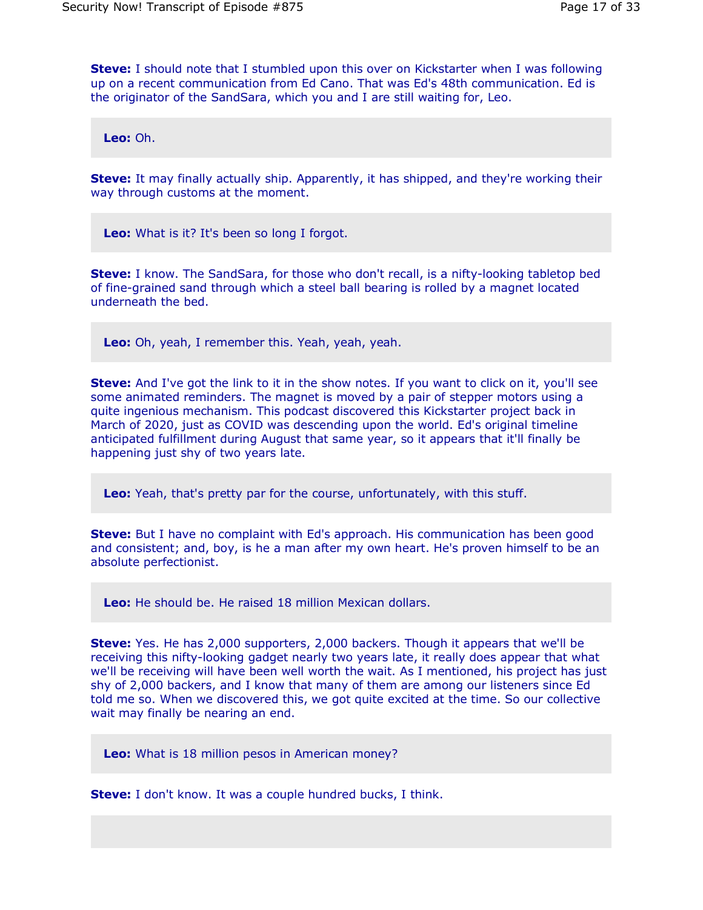**Steve:** I should note that I stumbled upon this over on Kickstarter when I was following up on a recent communication from Ed Cano. That was Ed's 48th communication. Ed is the originator of the SandSara, which you and I are still waiting for, Leo.

**Leo:** Oh.

**Steve:** It may finally actually ship. Apparently, it has shipped, and they're working their way through customs at the moment.

**Leo:** What is it? It's been so long I forgot.

**Steve:** I know. The SandSara, for those who don't recall, is a nifty-looking tabletop bed of fine-grained sand through which a steel ball bearing is rolled by a magnet located underneath the bed.

**Leo:** Oh, yeah, I remember this. Yeah, yeah, yeah.

**Steve:** And I've got the link to it in the show notes. If you want to click on it, you'll see some animated reminders. The magnet is moved by a pair of stepper motors using a quite ingenious mechanism. This podcast discovered this Kickstarter project back in March of 2020, just as COVID was descending upon the world. Ed's original timeline anticipated fulfillment during August that same year, so it appears that it'll finally be happening just shy of two years late.

**Leo:** Yeah, that's pretty par for the course, unfortunately, with this stuff.

**Steve:** But I have no complaint with Ed's approach. His communication has been good and consistent; and, boy, is he a man after my own heart. He's proven himself to be an absolute perfectionist.

**Leo:** He should be. He raised 18 million Mexican dollars.

**Steve:** Yes. He has 2,000 supporters, 2,000 backers. Though it appears that we'll be receiving this nifty-looking gadget nearly two years late, it really does appear that what we'll be receiving will have been well worth the wait. As I mentioned, his project has just shy of 2,000 backers, and I know that many of them are among our listeners since Ed told me so. When we discovered this, we got quite excited at the time. So our collective wait may finally be nearing an end.

**Leo:** What is 18 million pesos in American money?

**Steve:** I don't know. It was a couple hundred bucks, I think.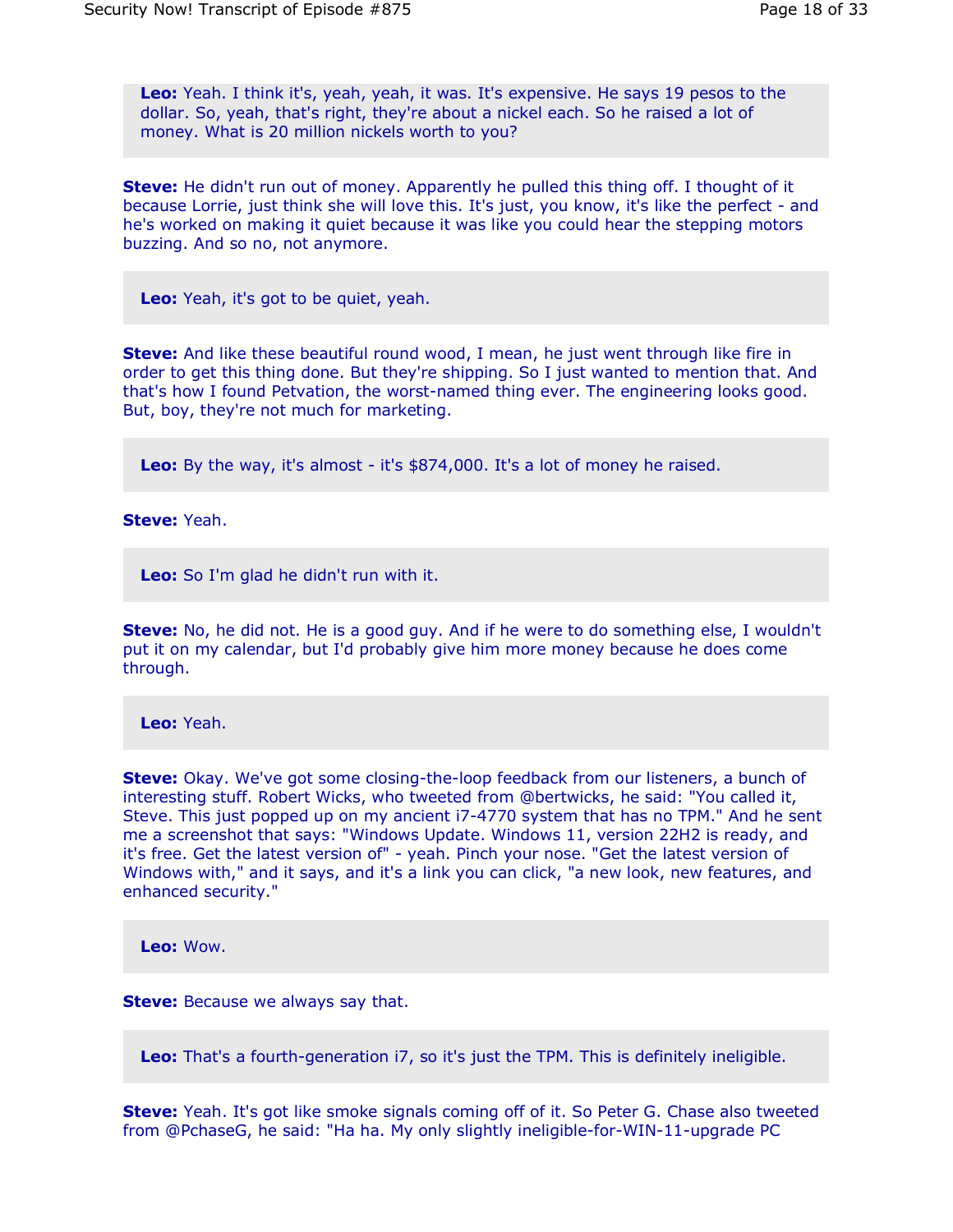**Leo:** Yeah. I think it's, yeah, yeah, it was. It's expensive. He says 19 pesos to the dollar. So, yeah, that's right, they're about a nickel each. So he raised a lot of money. What is 20 million nickels worth to you?

**Steve:** He didn't run out of money. Apparently he pulled this thing off. I thought of it because Lorrie, just think she will love this. It's just, you know, it's like the perfect - and he's worked on making it quiet because it was like you could hear the stepping motors buzzing. And so no, not anymore.

**Leo:** Yeah, it's got to be quiet, yeah.

**Steve:** And like these beautiful round wood, I mean, he just went through like fire in order to get this thing done. But they're shipping. So I just wanted to mention that. And that's how I found Petvation, the worst-named thing ever. The engineering looks good. But, boy, they're not much for marketing.

**Leo:** By the way, it's almost - it's $874,000. It's a lot of money he raised.

**Steve:** Yeah.

**Leo:** So I'm glad he didn't run with it.

**Steve:** No, he did not. He is a good guy. And if he were to do something else, I wouldn't put it on my calendar, but I'd probably give him more money because he does come through.

**Leo:** Yeah.

**Steve:** Okay. We've got some closing-the-loop feedback from our listeners, a bunch of interesting stuff. Robert Wicks, who tweeted from @bertwicks, he said: "You called it, Steve. This just popped up on my ancient i7-4770 system that has no TPM." And he sent me a screenshot that says: "Windows Update. Windows 11, version 22H2 is ready, and it's free. Get the latest version of" - yeah. Pinch your nose. "Get the latest version of Windows with," and it says, and it's a link you can click, "a new look, new features, and enhanced security."

**Leo:** Wow.

**Steve:** Because we always say that.

**Leo:** That's a fourth-generation i7, so it's just the TPM. This is definitely ineligible.

**Steve:** Yeah. It's got like smoke signals coming off of it. So Peter G. Chase also tweeted from @PchaseG, he said: "Ha ha. My only slightly ineligible-for-WIN-11-upgrade PC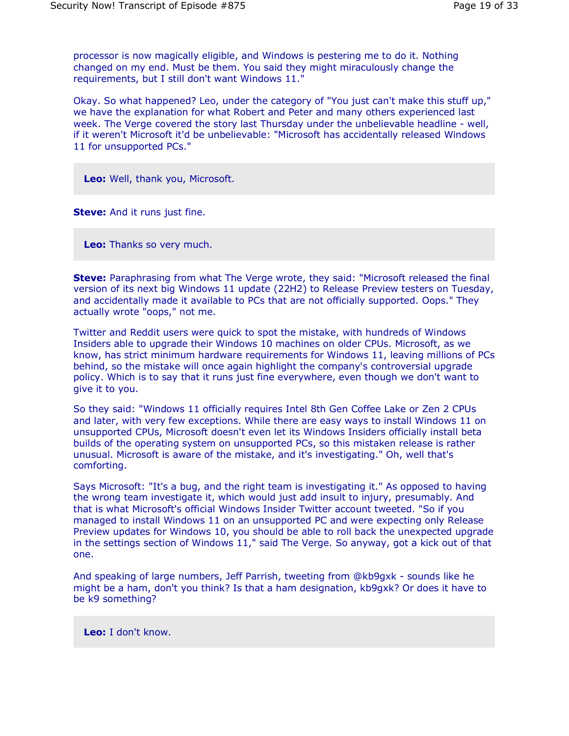processor is now magically eligible, and Windows is pestering me to do it. Nothing changed on my end. Must be them. You said they might miraculously change the requirements, but I still don't want Windows 11."

Okay. So what happened? Leo, under the category of "You just can't make this stuff up," we have the explanation for what Robert and Peter and many others experienced last week. The Verge covered the story last Thursday under the unbelievable headline - well, if it weren't Microsoft it'd be unbelievable: "Microsoft has accidentally released Windows 11 for unsupported PCs."

**Leo:** Well, thank you, Microsoft.

**Steve:** And it runs just fine.

**Leo:** Thanks so very much.

**Steve:** Paraphrasing from what The Verge wrote, they said: "Microsoft released the final version of its next big Windows 11 update (22H2) to Release Preview testers on Tuesday, and accidentally made it available to PCs that are not officially supported. Oops." They actually wrote "oops," not me.

Twitter and Reddit users were quick to spot the mistake, with hundreds of Windows Insiders able to upgrade their Windows 10 machines on older CPUs. Microsoft, as we know, has strict minimum hardware requirements for Windows 11, leaving millions of PCs behind, so the mistake will once again highlight the company's controversial upgrade policy. Which is to say that it runs just fine everywhere, even though we don't want to give it to you.

So they said: "Windows 11 officially requires Intel 8th Gen Coffee Lake or Zen 2 CPUs and later, with very few exceptions. While there are easy ways to install Windows 11 on unsupported CPUs, Microsoft doesn't even let its Windows Insiders officially install beta builds of the operating system on unsupported PCs, so this mistaken release is rather unusual. Microsoft is aware of the mistake, and it's investigating." Oh, well that's comforting.

Says Microsoft: "It's a bug, and the right team is investigating it." As opposed to having the wrong team investigate it, which would just add insult to injury, presumably. And that is what Microsoft's official Windows Insider Twitter account tweeted. "So if you managed to install Windows 11 on an unsupported PC and were expecting only Release Preview updates for Windows 10, you should be able to roll back the unexpected upgrade in the settings section of Windows 11," said The Verge. So anyway, got a kick out of that one.

And speaking of large numbers, Jeff Parrish, tweeting from @kb9gxk - sounds like he might be a ham, don't you think? Is that a ham designation, kb9gxk? Or does it have to be k9 something?

**Leo:** I don't know.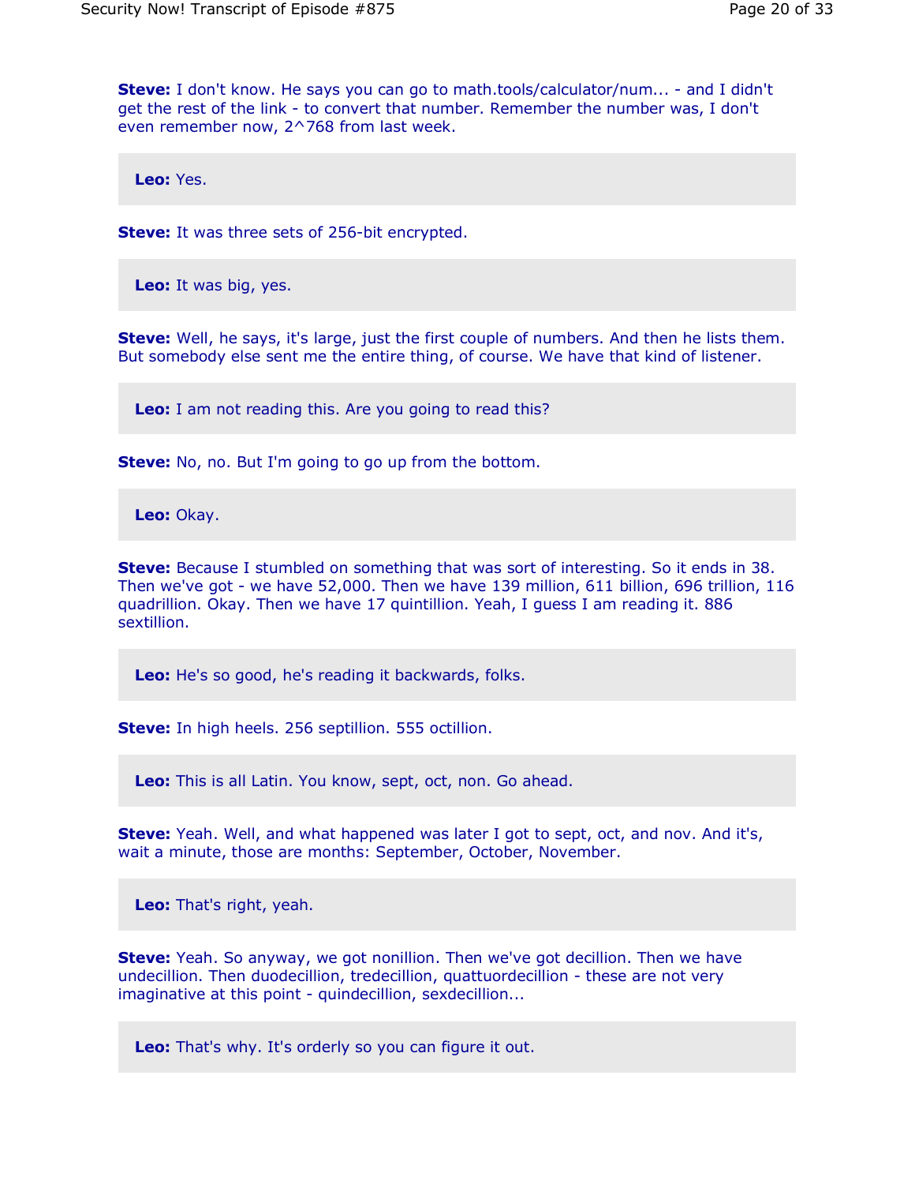**Steve:** I don't know. He says you can go to math.tools/calculator/num... - and I didn't get the rest of the link - to convert that number. Remember the number was, I don't even remember now, 2^768 from last week.

**Leo:** Yes.

**Steve:** It was three sets of 256-bit encrypted.

**Leo:** It was big, yes.

**Steve:** Well, he says, it's large, just the first couple of numbers. And then he lists them. But somebody else sent me the entire thing, of course. We have that kind of listener.

**Leo:** I am not reading this. Are you going to read this?

**Steve:** No, no. But I'm going to go up from the bottom.

**Leo:** Okay.

**Steve:** Because I stumbled on something that was sort of interesting. So it ends in 38. Then we've got - we have 52,000. Then we have 139 million, 611 billion, 696 trillion, 116 quadrillion. Okay. Then we have 17 quintillion. Yeah, I guess I am reading it. 886 sextillion.

**Leo:** He's so good, he's reading it backwards, folks.

**Steve:** In high heels. 256 septillion. 555 octillion.

**Leo:** This is all Latin. You know, sept, oct, non. Go ahead.

**Steve:** Yeah. Well, and what happened was later I got to sept, oct, and nov. And it's, wait a minute, those are months: September, October, November.

**Leo:** That's right, yeah.

**Steve:** Yeah. So anyway, we got nonillion. Then we've got decillion. Then we have undecillion. Then duodecillion, tredecillion, quattuordecillion - these are not very imaginative at this point - quindecillion, sexdecillion...

**Leo:** That's why. It's orderly so you can figure it out.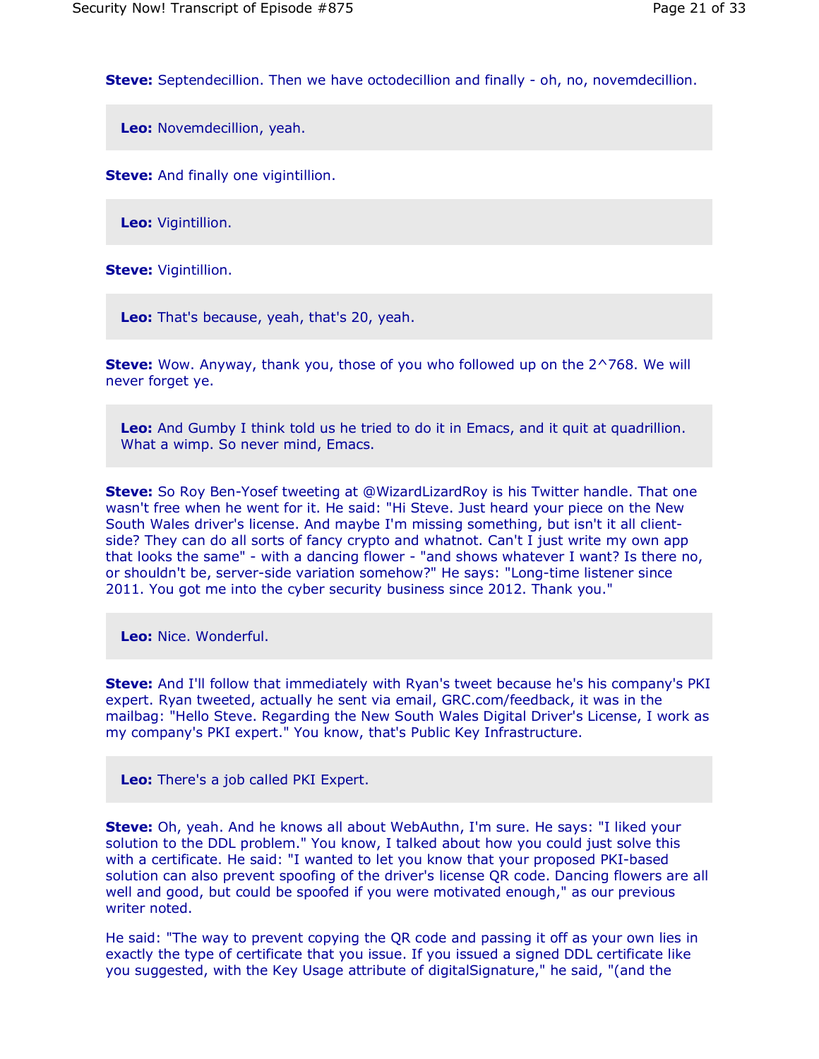**Steve:** Septendecillion. Then we have octodecillion and finally - oh, no, novemdecillion.

**Leo:** Novemdecillion, yeah.

**Steve:** And finally one vigintillion.

**Leo:** Vigintillion.

**Steve:** Vigintillion.

**Leo:** That's because, yeah, that's 20, yeah.

**Steve:** Wow. Anyway, thank you, those of you who followed up on the 2^768. We will never forget ye.

**Leo:** And Gumby I think told us he tried to do it in Emacs, and it quit at quadrillion. What a wimp. So never mind, Emacs.

**Steve:** So Roy Ben-Yosef tweeting at @WizardLizardRoy is his Twitter handle. That one wasn't free when he went for it. He said: "Hi Steve. Just heard your piece on the New South Wales driver's license. And maybe I'm missing something, but isn't it all client-side? They can do all sorts of fancy crypto and whatnot. Can't I just write my own app that looks the same" - with a dancing flower - "and shows whatever I want? Is there no, or shouldn't be, server-side variation somehow?" He says: "Long-time listener since 2011. You got me into the cyber security business since 2012. Thank you."

**Leo:** Nice. Wonderful.

**Steve:** And I'll follow that immediately with Ryan's tweet because he's his company's PKI expert. Ryan tweeted, actually he sent via email, GRC.com/feedback, it was in the mailbag: "Hello Steve. Regarding the New South Wales Digital Driver's License, I work as my company's PKI expert." You know, that's Public Key Infrastructure.

**Leo:** There's a job called PKI Expert.

**Steve:** Oh, yeah. And he knows all about WebAuthn, I'm sure. He says: "I liked your solution to the DDL problem." You know, I talked about how you could just solve this with a certificate. He said: "I wanted to let you know that your proposed PKI-based solution can also prevent spoofing of the driver's license QR code. Dancing flowers are all well and good, but could be spoofed if you were motivated enough," as our previous writer noted.

He said: "The way to prevent copying the QR code and passing it off as your own lies in exactly the type of certificate that you issue. If you issued a signed DDL certificate like you suggested, with the Key Usage attribute of digitalSignature," he said, "(and the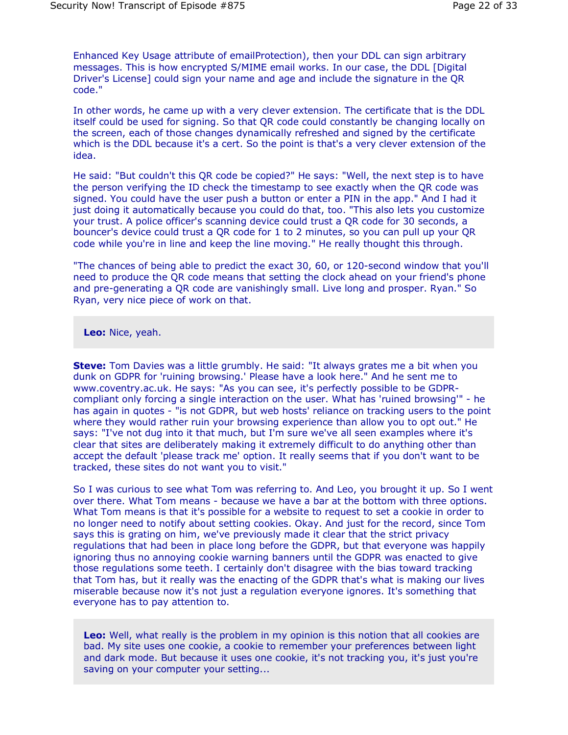Enhanced Key Usage attribute of emailProtection), then your DDL can sign arbitrary messages. This is how encrypted S/MIME email works. In our case, the DDL [Digital Driver's License] could sign your name and age and include the signature in the QR code."

In other words, he came up with a very clever extension. The certificate that is the DDL itself could be used for signing. So that QR code could constantly be changing locally on the screen, each of those changes dynamically refreshed and signed by the certificate which is the DDL because it's a cert. So the point is that's a very clever extension of the idea.

He said: "But couldn't this QR code be copied?" He says: "Well, the next step is to have the person verifying the ID check the timestamp to see exactly when the QR code was signed. You could have the user push a button or enter a PIN in the app." And I had it just doing it automatically because you could do that, too. "This also lets you customize your trust. A police officer's scanning device could trust a QR code for 30 seconds, a bouncer's device could trust a QR code for 1 to 2 minutes, so you can pull up your QR code while you're in line and keep the line moving." He really thought this through.

"The chances of being able to predict the exact 30, 60, or 120-second window that you'll need to produce the QR code means that setting the clock ahead on your friend's phone and pre-generating a QR code are vanishingly small. Live long and prosper. Ryan." So Ryan, very nice piece of work on that.

**Leo:** Nice, yeah.

**Steve:** Tom Davies was a little grumbly. He said: "It always grates me a bit when you dunk on GDPR for 'ruining browsing.' Please have a look here." And he sent me to www.coventry.ac.uk. He says: "As you can see, it's perfectly possible to be GDPR-compliant only forcing a single interaction on the user. What has 'ruined browsing'" - he has again in quotes - "is not GDPR, but web hosts' reliance on tracking users to the point where they would rather ruin your browsing experience than allow you to opt out." He says: "I've not dug into it that much, but I'm sure we've all seen examples where it's clear that sites are deliberately making it extremely difficult to do anything other than accept the default 'please track me' option. It really seems that if you don't want to be tracked, these sites do not want you to visit."

So I was curious to see what Tom was referring to. And Leo, you brought it up. So I went over there. What Tom means - because we have a bar at the bottom with three options. What Tom means is that it's possible for a website to request to set a cookie in order to no longer need to notify about setting cookies. Okay. And just for the record, since Tom says this is grating on him, we've previously made it clear that the strict privacy regulations that had been in place long before the GDPR, but that everyone was happily ignoring thus no annoying cookie warning banners until the GDPR was enacted to give those regulations some teeth. I certainly don't disagree with the bias toward tracking that Tom has, but it really was the enacting of the GDPR that's what is making our lives miserable because now it's not just a regulation everyone ignores. It's something that everyone has to pay attention to.

**Leo:** Well, what really is the problem in my opinion is this notion that all cookies are bad. My site uses one cookie, a cookie to remember your preferences between light and dark mode. But because it uses one cookie, it's not tracking you, it's just you're saving on your computer your setting...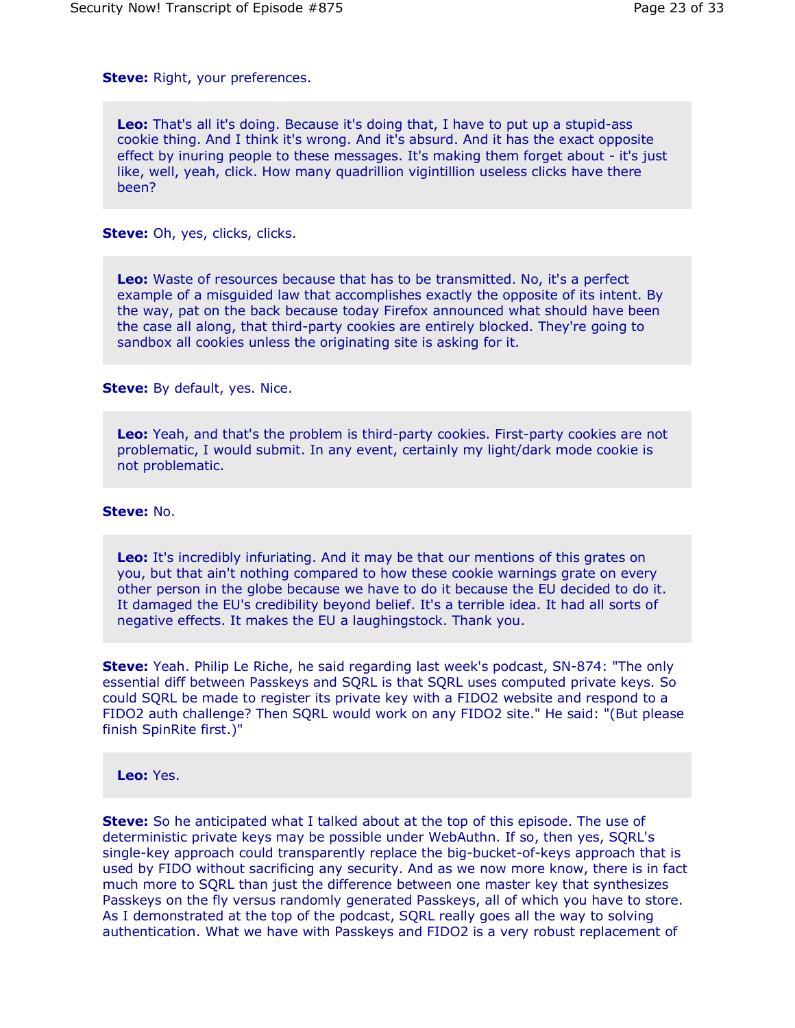**Steve:** Right, your preferences.

**Leo:** That's all it's doing. Because it's doing that, I have to put up a stupid-ass cookie thing. And I think it's wrong. And it's absurd. And it has the exact opposite effect by inuring people to these messages. It's making them forget about - it's just like, well, yeah, click. How many quadrillion vigintillion useless clicks have there been?

**Steve:** Oh, yes, clicks, clicks.

**Leo:** Waste of resources because that has to be transmitted. No, it's a perfect example of a misguided law that accomplishes exactly the opposite of its intent. By the way, pat on the back because today Firefox announced what should have been the case all along, that third-party cookies are entirely blocked. They're going to sandbox all cookies unless the originating site is asking for it.

**Steve:** By default, yes. Nice.

**Leo:** Yeah, and that's the problem is third-party cookies. First-party cookies are not problematic, I would submit. In any event, certainly my light/dark mode cookie is not problematic.

**Steve:** No.

**Leo:** It's incredibly infuriating. And it may be that our mentions of this grates on you, but that ain't nothing compared to how these cookie warnings grate on every other person in the globe because we have to do it because the EU decided to do it. It damaged the EU's credibility beyond belief. It's a terrible idea. It had all sorts of negative effects. It makes the EU a laughingstock. Thank you.

**Steve:** Yeah. Philip Le Riche, he said regarding last week's podcast, SN-874: "The only essential diff between Passkeys and SQRL is that SQRL uses computed private keys. So could SQRL be made to register its private key with a FIDO2 website and respond to a FIDO2 auth challenge? Then SQRL would work on any FIDO2 site." He said: "(But please finish SpinRite first.)"

**Leo:** Yes.

**Steve:** So he anticipated what I talked about at the top of this episode. The use of deterministic private keys may be possible under WebAuthn. If so, then yes, SQRL's single-key approach could transparently replace the big-bucket-of-keys approach that is used by FIDO without sacrificing any security. And as we now more know, there is in fact much more to SQRL than just the difference between one master key that synthesizes Passkeys on the fly versus randomly generated Passkeys, all of which you have to store. As I demonstrated at the top of the podcast, SQRL really goes all the way to solving authentication. What we have with Passkeys and FIDO2 is a very robust replacement of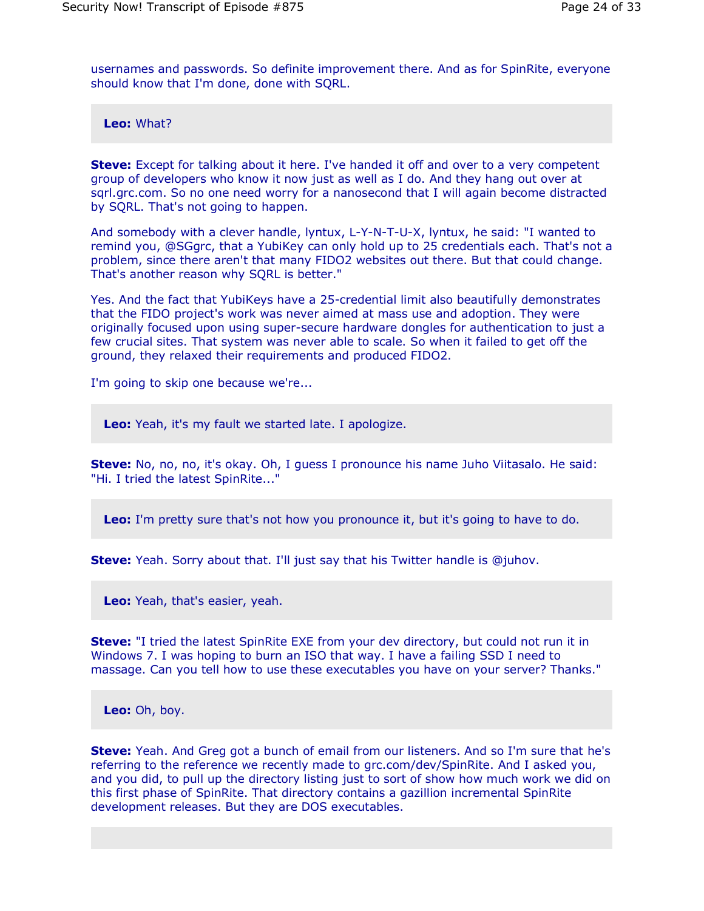usernames and passwords. So definite improvement there. And as for SpinRite, everyone should know that I'm done, done with SQRL.

**Leo:** What?

**Steve:** Except for talking about it here. I've handed it off and over to a very competent group of developers who know it now just as well as I do. And they hang out over at sqrl.grc.com. So no one need worry for a nanosecond that I will again become distracted by SQRL. That's not going to happen.

And somebody with a clever handle, lyntux, L-Y-N-T-U-X, lyntux, he said: "I wanted to remind you, @SGgrc, that a YubiKey can only hold up to 25 credentials each. That's not a problem, since there aren't that many FIDO2 websites out there. But that could change. That's another reason why SQRL is better."

Yes. And the fact that YubiKeys have a 25-credential limit also beautifully demonstrates that the FIDO project's work was never aimed at mass use and adoption. They were originally focused upon using super-secure hardware dongles for authentication to just a few crucial sites. That system was never able to scale. So when it failed to get off the ground, they relaxed their requirements and produced FIDO2.

I'm going to skip one because we're...

**Leo:** Yeah, it's my fault we started late. I apologize.

**Steve:** No, no, no, it's okay. Oh, I guess I pronounce his name Juho Viitasalo. He said: "Hi. I tried the latest SpinRite..."

**Leo:** I'm pretty sure that's not how you pronounce it, but it's going to have to do.

**Steve:** Yeah. Sorry about that. I'll just say that his Twitter handle is @juhov.

**Leo:** Yeah, that's easier, yeah.

**Steve:** "I tried the latest SpinRite EXE from your dev directory, but could not run it in Windows 7. I was hoping to burn an ISO that way. I have a failing SSD I need to massage. Can you tell how to use these executables you have on your server? Thanks."

**Leo:** Oh, boy.

**Steve:** Yeah. And Greg got a bunch of email from our listeners. And so I'm sure that he's referring to the reference we recently made to grc.com/dev/SpinRite. And I asked you, and you did, to pull up the directory listing just to sort of show how much work we did on this first phase of SpinRite. That directory contains a gazillion incremental SpinRite development releases. But they are DOS executables.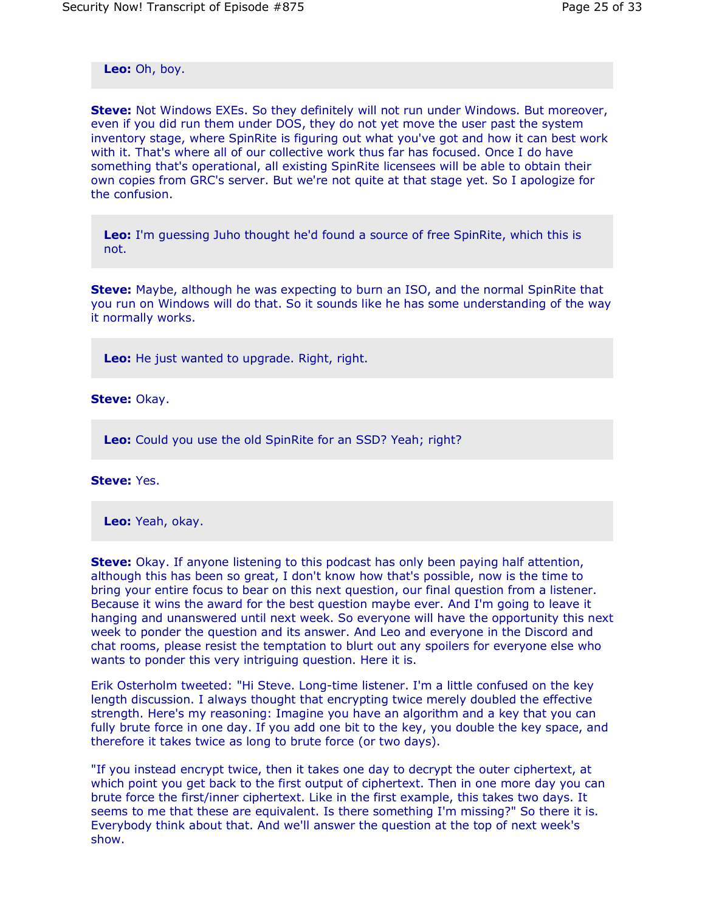**Leo:** Oh, boy.

**Steve:** Not Windows EXEs. So they definitely will not run under Windows. But moreover, even if you did run them under DOS, they do not yet move the user past the system inventory stage, where SpinRite is figuring out what you've got and how it can best work with it. That's where all of our collective work thus far has focused. Once I do have something that's operational, all existing SpinRite licensees will be able to obtain their own copies from GRC's server. But we're not quite at that stage yet. So I apologize for the confusion.

**Leo:** I'm guessing Juho thought he'd found a source of free SpinRite, which this is not.

**Steve:** Maybe, although he was expecting to burn an ISO, and the normal SpinRite that you run on Windows will do that. So it sounds like he has some understanding of the way it normally works.

**Leo:** He just wanted to upgrade. Right, right.

**Steve:** Okay.

**Leo:** Could you use the old SpinRite for an SSD? Yeah; right?

**Steve:** Yes.

**Leo:** Yeah, okay.

**Steve:** Okay. If anyone listening to this podcast has only been paying half attention, although this has been so great, I don't know how that's possible, now is the time to bring your entire focus to bear on this next question, our final question from a listener. Because it wins the award for the best question maybe ever. And I'm going to leave it hanging and unanswered until next week. So everyone will have the opportunity this next week to ponder the question and its answer. And Leo and everyone in the Discord and chat rooms, please resist the temptation to blurt out any spoilers for everyone else who wants to ponder this very intriguing question. Here it is.

Erik Osterholm tweeted: "Hi Steve. Long-time listener. I'm a little confused on the key length discussion. I always thought that encrypting twice merely doubled the effective strength. Here's my reasoning: Imagine you have an algorithm and a key that you can fully brute force in one day. If you add one bit to the key, you double the key space, and therefore it takes twice as long to brute force (or two days).

"If you instead encrypt twice, then it takes one day to decrypt the outer ciphertext, at which point you get back to the first output of ciphertext. Then in one more day you can brute force the first/inner ciphertext. Like in the first example, this takes two days. It seems to me that these are equivalent. Is there something I'm missing?" So there it is. Everybody think about that. And we'll answer the question at the top of next week's show.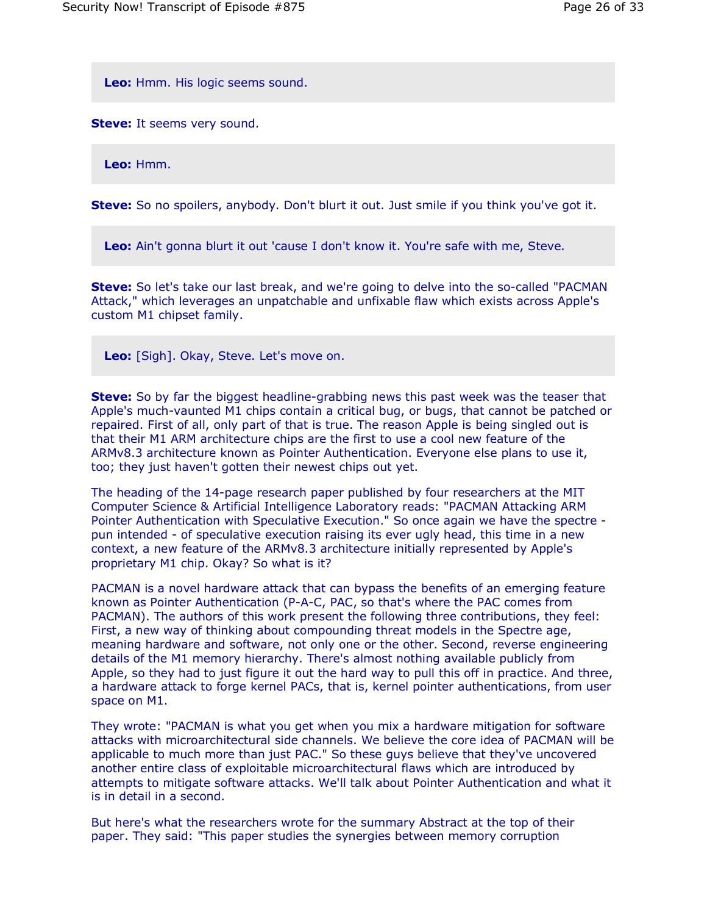**Leo:** Hmm. His logic seems sound.

**Steve:** It seems very sound.

**Leo:** Hmm.

**Steve:** So no spoilers, anybody. Don't blurt it out. Just smile if you think you've got it.

**Leo:** Ain't gonna blurt it out 'cause I don't know it. You're safe with me, Steve.

**Steve:** So let's take our last break, and we're going to delve into the so-called "PACMAN Attack," which leverages an unpatchable and unfixable flaw which exists across Apple's custom M1 chipset family.

**Leo:** [Sigh]. Okay, Steve. Let's move on.

**Steve:** So by far the biggest headline-grabbing news this past week was the teaser that Apple's much-vaunted M1 chips contain a critical bug, or bugs, that cannot be patched or repaired. First of all, only part of that is true. The reason Apple is being singled out is that their M1 ARM architecture chips are the first to use a cool new feature of the ARMv8.3 architecture known as Pointer Authentication. Everyone else plans to use it, too; they just haven't gotten their newest chips out yet.

The heading of the 14-page research paper published by four researchers at the MIT Computer Science & Artificial Intelligence Laboratory reads: "PACMAN Attacking ARM Pointer Authentication with Speculative Execution." So once again we have the spectre - pun intended - of speculative execution raising its ever ugly head, this time in a new context, a new feature of the ARMv8.3 architecture initially represented by Apple's proprietary M1 chip. Okay? So what is it?

PACMAN is a novel hardware attack that can bypass the benefits of an emerging feature known as Pointer Authentication (P-A-C, PAC, so that's where the PAC comes from PACMAN). The authors of this work present the following three contributions, they feel: First, a new way of thinking about compounding threat models in the Spectre age, meaning hardware and software, not only one or the other. Second, reverse engineering details of the M1 memory hierarchy. There's almost nothing available publicly from Apple, so they had to just figure it out the hard way to pull this off in practice. And three, a hardware attack to forge kernel PACs, that is, kernel pointer authentications, from user space on M1.

They wrote: "PACMAN is what you get when you mix a hardware mitigation for software attacks with microarchitectural side channels. We believe the core idea of PACMAN will be applicable to much more than just PAC." So these guys believe that they've uncovered another entire class of exploitable microarchitectural flaws which are introduced by attempts to mitigate software attacks. We'll talk about Pointer Authentication and what it is in detail in a second.

But here's what the researchers wrote for the summary Abstract at the top of their paper. They said: "This paper studies the synergies between memory corruption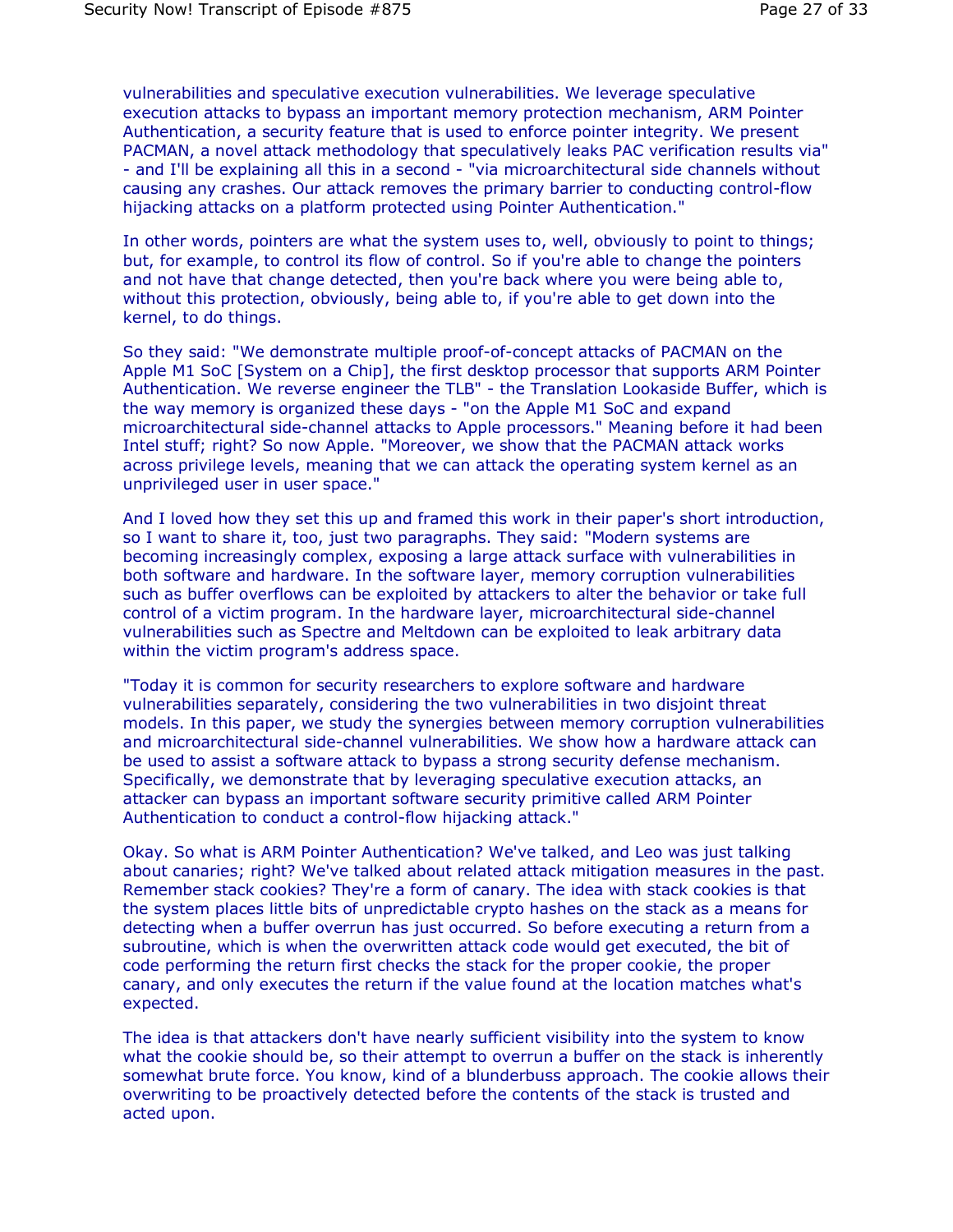vulnerabilities and speculative execution vulnerabilities. We leverage speculative execution attacks to bypass an important memory protection mechanism, ARM Pointer Authentication, a security feature that is used to enforce pointer integrity. We present PACMAN, a novel attack methodology that speculatively leaks PAC verification results via" - and I'll be explaining all this in a second - "via microarchitectural side channels without causing any crashes. Our attack removes the primary barrier to conducting control-flow hijacking attacks on a platform protected using Pointer Authentication."

In other words, pointers are what the system uses to, well, obviously to point to things; but, for example, to control its flow of control. So if you're able to change the pointers and not have that change detected, then you're back where you were being able to, without this protection, obviously, being able to, if you're able to get down into the kernel, to do things.

So they said: "We demonstrate multiple proof-of-concept attacks of PACMAN on the Apple M1 SoC [System on a Chip], the first desktop processor that supports ARM Pointer Authentication. We reverse engineer the TLB" - the Translation Lookaside Buffer, which is the way memory is organized these days - "on the Apple M1 SoC and expand microarchitectural side-channel attacks to Apple processors." Meaning before it had been Intel stuff; right? So now Apple. "Moreover, we show that the PACMAN attack works across privilege levels, meaning that we can attack the operating system kernel as an unprivileged user in user space."

And I loved how they set this up and framed this work in their paper's short introduction, so I want to share it, too, just two paragraphs. They said: "Modern systems are becoming increasingly complex, exposing a large attack surface with vulnerabilities in both software and hardware. In the software layer, memory corruption vulnerabilities such as buffer overflows can be exploited by attackers to alter the behavior or take full control of a victim program. In the hardware layer, microarchitectural side-channel vulnerabilities such as Spectre and Meltdown can be exploited to leak arbitrary data within the victim program's address space.

"Today it is common for security researchers to explore software and hardware vulnerabilities separately, considering the two vulnerabilities in two disjoint threat models. In this paper, we study the synergies between memory corruption vulnerabilities and microarchitectural side-channel vulnerabilities. We show how a hardware attack can be used to assist a software attack to bypass a strong security defense mechanism. Specifically, we demonstrate that by leveraging speculative execution attacks, an attacker can bypass an important software security primitive called ARM Pointer Authentication to conduct a control-flow hijacking attack."

Okay. So what is ARM Pointer Authentication? We've talked, and Leo was just talking about canaries; right? We've talked about related attack mitigation measures in the past. Remember stack cookies? They're a form of canary. The idea with stack cookies is that the system places little bits of unpredictable crypto hashes on the stack as a means for detecting when a buffer overrun has just occurred. So before executing a return from a subroutine, which is when the overwritten attack code would get executed, the bit of code performing the return first checks the stack for the proper cookie, the proper canary, and only executes the return if the value found at the location matches what's expected.

The idea is that attackers don't have nearly sufficient visibility into the system to know what the cookie should be, so their attempt to overrun a buffer on the stack is inherently somewhat brute force. You know, kind of a blunderbuss approach. The cookie allows their overwriting to be proactively detected before the contents of the stack is trusted and acted upon.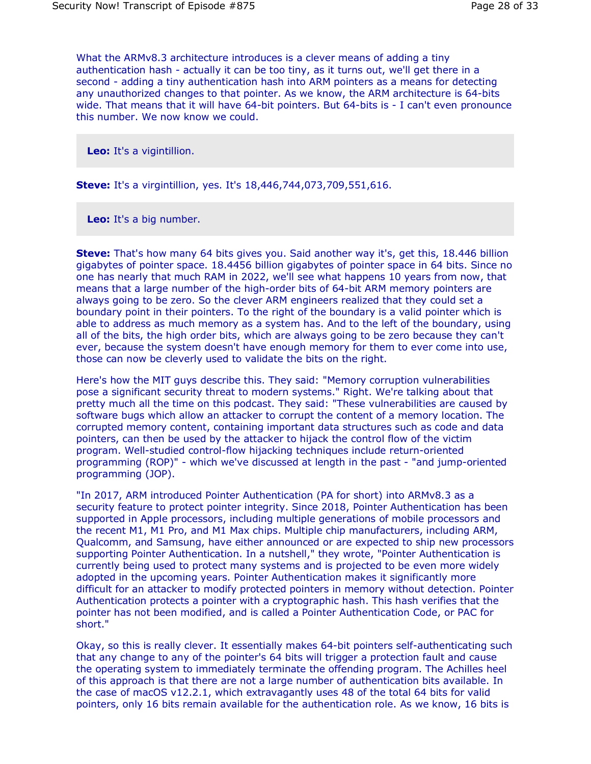What the ARMv8.3 architecture introduces is a clever means of adding a tiny authentication hash - actually it can be too tiny, as it turns out, we'll get there in a second - adding a tiny authentication hash into ARM pointers as a means for detecting any unauthorized changes to that pointer. As we know, the ARM architecture is 64-bits wide. That means that it will have 64-bit pointers. But 64-bits is - I can't even pronounce this number. We now know we could.

**Leo:** It's a vigintillion.

**Steve:** It's a virgintillion, yes. It's 18,446,744,073,709,551,616.

**Leo:** It's a big number.

**Steve:** That's how many 64 bits gives you. Said another way it's, get this, 18.446 billion gigabytes of pointer space. 18.4456 billion gigabytes of pointer space in 64 bits. Since no one has nearly that much RAM in 2022, we'll see what happens 10 years from now, that means that a large number of the high-order bits of 64-bit ARM memory pointers are always going to be zero. So the clever ARM engineers realized that they could set a boundary point in their pointers. To the right of the boundary is a valid pointer which is able to address as much memory as a system has. And to the left of the boundary, using all of the bits, the high order bits, which are always going to be zero because they can't ever, because the system doesn't have enough memory for them to ever come into use, those can now be cleverly used to validate the bits on the right.

Here's how the MIT guys describe this. They said: "Memory corruption vulnerabilities pose a significant security threat to modern systems." Right. We're talking about that pretty much all the time on this podcast. They said: "These vulnerabilities are caused by software bugs which allow an attacker to corrupt the content of a memory location. The corrupted memory content, containing important data structures such as code and data pointers, can then be used by the attacker to hijack the control flow of the victim program. Well-studied control-flow hijacking techniques include return-oriented programming (ROP)" - which we've discussed at length in the past - "and jump-oriented programming (JOP).

"In 2017, ARM introduced Pointer Authentication (PA for short) into ARMv8.3 as a security feature to protect pointer integrity. Since 2018, Pointer Authentication has been supported in Apple processors, including multiple generations of mobile processors and the recent M1, M1 Pro, and M1 Max chips. Multiple chip manufacturers, including ARM, Qualcomm, and Samsung, have either announced or are expected to ship new processors supporting Pointer Authentication. In a nutshell," they wrote, "Pointer Authentication is currently being used to protect many systems and is projected to be even more widely adopted in the upcoming years. Pointer Authentication makes it significantly more difficult for an attacker to modify protected pointers in memory without detection. Pointer Authentication protects a pointer with a cryptographic hash. This hash verifies that the pointer has not been modified, and is called a Pointer Authentication Code, or PAC for short."

Okay, so this is really clever. It essentially makes 64-bit pointers self-authenticating such that any change to any of the pointer's 64 bits will trigger a protection fault and cause the operating system to immediately terminate the offending program. The Achilles heel of this approach is that there are not a large number of authentication bits available. In the case of macOS v12.2.1, which extravagantly uses 48 of the total 64 bits for valid pointers, only 16 bits remain available for the authentication role. As we know, 16 bits is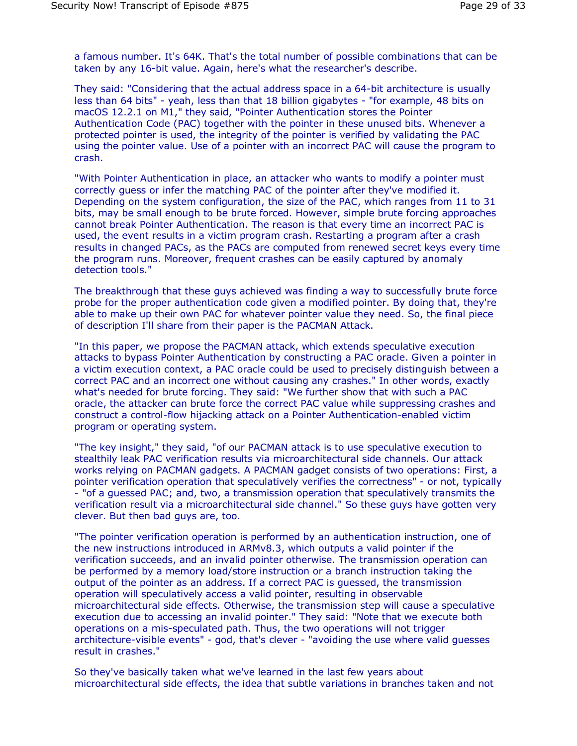a famous number. It's 64K. That's the total number of possible combinations that can be taken by any 16-bit value. Again, here's what the researcher's describe.

They said: "Considering that the actual address space in a 64-bit architecture is usually less than 64 bits" - yeah, less than that 18 billion gigabytes - "for example, 48 bits on macOS 12.2.1 on M1," they said, "Pointer Authentication stores the Pointer Authentication Code (PAC) together with the pointer in these unused bits. Whenever a protected pointer is used, the integrity of the pointer is verified by validating the PAC using the pointer value. Use of a pointer with an incorrect PAC will cause the program to crash.

"With Pointer Authentication in place, an attacker who wants to modify a pointer must correctly guess or infer the matching PAC of the pointer after they've modified it. Depending on the system configuration, the size of the PAC, which ranges from 11 to 31 bits, may be small enough to be brute forced. However, simple brute forcing approaches cannot break Pointer Authentication. The reason is that every time an incorrect PAC is used, the event results in a victim program crash. Restarting a program after a crash results in changed PACs, as the PACs are computed from renewed secret keys every time the program runs. Moreover, frequent crashes can be easily captured by anomaly detection tools."

The breakthrough that these guys achieved was finding a way to successfully brute force probe for the proper authentication code given a modified pointer. By doing that, they're able to make up their own PAC for whatever pointer value they need. So, the final piece of description I'll share from their paper is the PACMAN Attack.

"In this paper, we propose the PACMAN attack, which extends speculative execution attacks to bypass Pointer Authentication by constructing a PAC oracle. Given a pointer in a victim execution context, a PAC oracle could be used to precisely distinguish between a correct PAC and an incorrect one without causing any crashes." In other words, exactly what's needed for brute forcing. They said: "We further show that with such a PAC oracle, the attacker can brute force the correct PAC value while suppressing crashes and construct a control-flow hijacking attack on a Pointer Authentication-enabled victim program or operating system.

"The key insight," they said, "of our PACMAN attack is to use speculative execution to stealthily leak PAC verification results via microarchitectural side channels. Our attack works relying on PACMAN gadgets. A PACMAN gadget consists of two operations: First, a pointer verification operation that speculatively verifies the correctness" - or not, typically - "of a guessed PAC; and, two, a transmission operation that speculatively transmits the verification result via a microarchitectural side channel." So these guys have gotten very clever. But then bad guys are, too.

"The pointer verification operation is performed by an authentication instruction, one of the new instructions introduced in ARMv8.3, which outputs a valid pointer if the verification succeeds, and an invalid pointer otherwise. The transmission operation can be performed by a memory load/store instruction or a branch instruction taking the output of the pointer as an address. If a correct PAC is guessed, the transmission operation will speculatively access a valid pointer, resulting in observable microarchitectural side effects. Otherwise, the transmission step will cause a speculative execution due to accessing an invalid pointer." They said: "Note that we execute both operations on a mis-speculated path. Thus, the two operations will not trigger architecture-visible events" - god, that's clever - "avoiding the use where valid guesses result in crashes."

So they've basically taken what we've learned in the last few years about microarchitectural side effects, the idea that subtle variations in branches taken and not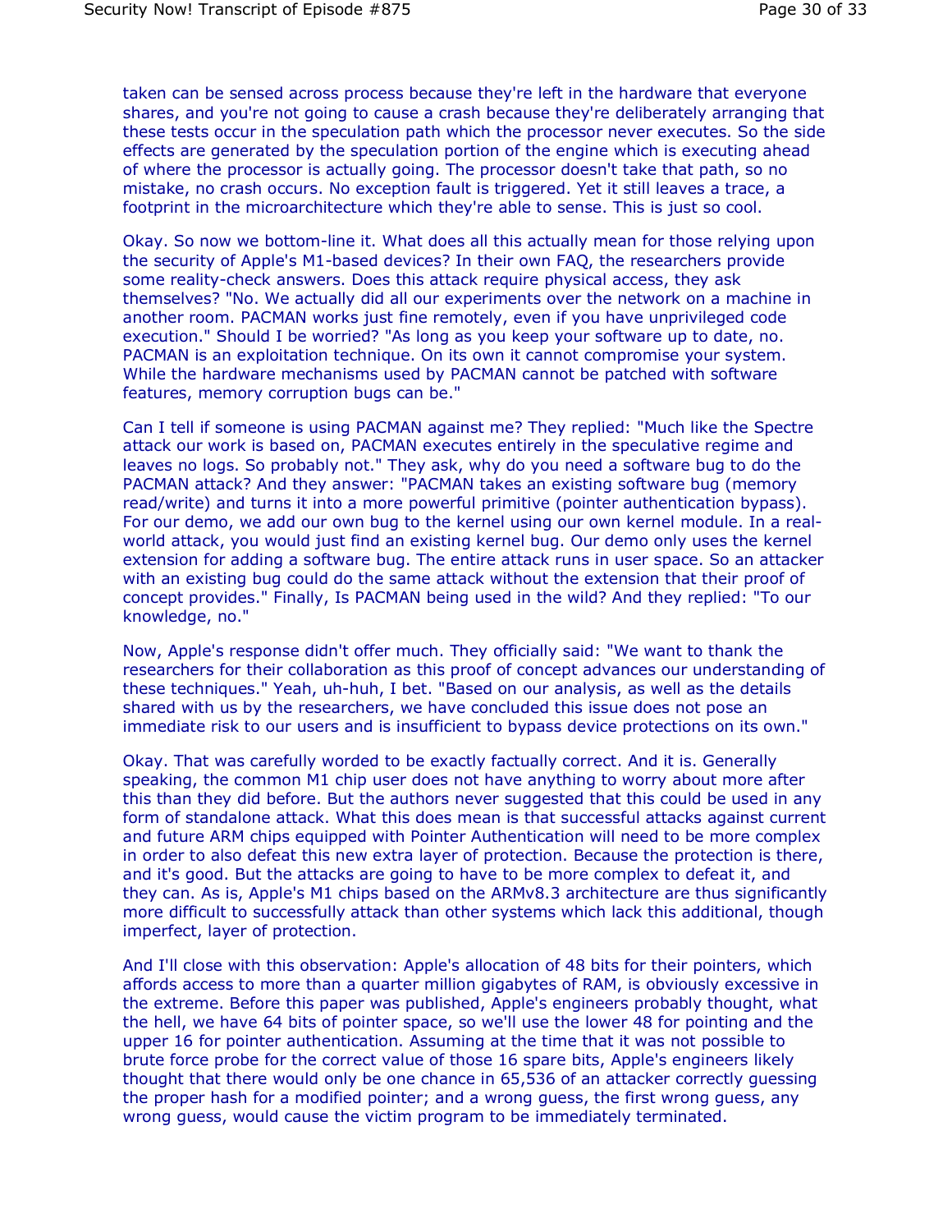taken can be sensed across process because they're left in the hardware that everyone shares, and you're not going to cause a crash because they're deliberately arranging that these tests occur in the speculation path which the processor never executes. So the side effects are generated by the speculation portion of the engine which is executing ahead of where the processor is actually going. The processor doesn't take that path, so no mistake, no crash occurs. No exception fault is triggered. Yet it still leaves a trace, a footprint in the microarchitecture which they're able to sense. This is just so cool.

Okay. So now we bottom-line it. What does all this actually mean for those relying upon the security of Apple's M1-based devices? In their own FAQ, the researchers provide some reality-check answers. Does this attack require physical access, they ask themselves? "No. We actually did all our experiments over the network on a machine in another room. PACMAN works just fine remotely, even if you have unprivileged code execution." Should I be worried? "As long as you keep your software up to date, no. PACMAN is an exploitation technique. On its own it cannot compromise your system. While the hardware mechanisms used by PACMAN cannot be patched with software features, memory corruption bugs can be."

Can I tell if someone is using PACMAN against me? They replied: "Much like the Spectre attack our work is based on, PACMAN executes entirely in the speculative regime and leaves no logs. So probably not." They ask, why do you need a software bug to do the PACMAN attack? And they answer: "PACMAN takes an existing software bug (memory read/write) and turns it into a more powerful primitive (pointer authentication bypass). For our demo, we add our own bug to the kernel using our own kernel module. In a real-world attack, you would just find an existing kernel bug. Our demo only uses the kernel extension for adding a software bug. The entire attack runs in user space. So an attacker with an existing bug could do the same attack without the extension that their proof of concept provides." Finally, Is PACMAN being used in the wild? And they replied: "To our knowledge, no."

Now, Apple's response didn't offer much. They officially said: "We want to thank the researchers for their collaboration as this proof of concept advances our understanding of these techniques." Yeah, uh-huh, I bet. "Based on our analysis, as well as the details shared with us by the researchers, we have concluded this issue does not pose an immediate risk to our users and is insufficient to bypass device protections on its own."

Okay. That was carefully worded to be exactly factually correct. And it is. Generally speaking, the common M1 chip user does not have anything to worry about more after this than they did before. But the authors never suggested that this could be used in any form of standalone attack. What this does mean is that successful attacks against current and future ARM chips equipped with Pointer Authentication will need to be more complex in order to also defeat this new extra layer of protection. Because the protection is there, and it's good. But the attacks are going to have to be more complex to defeat it, and they can. As is, Apple's M1 chips based on the ARMv8.3 architecture are thus significantly more difficult to successfully attack than other systems which lack this additional, though imperfect, layer of protection.

And I'll close with this observation: Apple's allocation of 48 bits for their pointers, which affords access to more than a quarter million gigabytes of RAM, is obviously excessive in the extreme. Before this paper was published, Apple's engineers probably thought, what the hell, we have 64 bits of pointer space, so we'll use the lower 48 for pointing and the upper 16 for pointer authentication. Assuming at the time that it was not possible to brute force probe for the correct value of those 16 spare bits, Apple's engineers likely thought that there would only be one chance in 65,536 of an attacker correctly guessing the proper hash for a modified pointer; and a wrong guess, the first wrong guess, any wrong guess, would cause the victim program to be immediately terminated.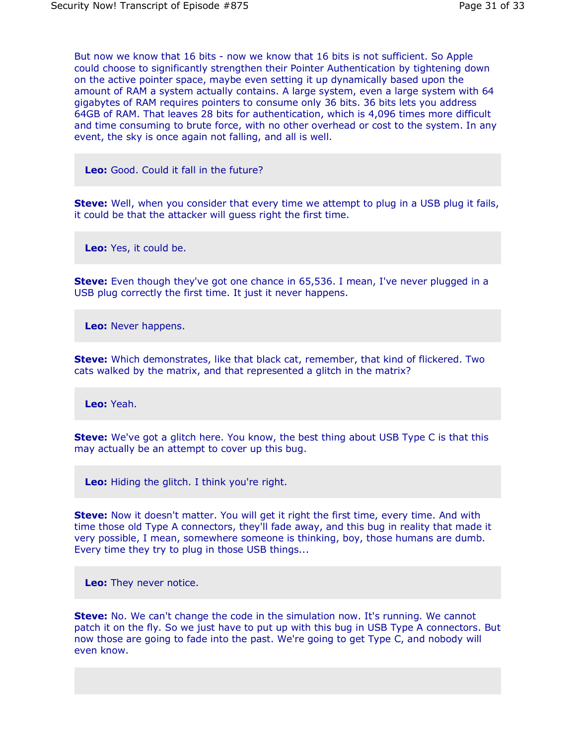But now we know that 16 bits - now we know that 16 bits is not sufficient. So Apple could choose to significantly strengthen their Pointer Authentication by tightening down on the active pointer space, maybe even setting it up dynamically based upon the amount of RAM a system actually contains. A large system, even a large system with 64 gigabytes of RAM requires pointers to consume only 36 bits. 36 bits lets you address 64GB of RAM. That leaves 28 bits for authentication, which is 4,096 times more difficult and time consuming to brute force, with no other overhead or cost to the system. In any event, the sky is once again not falling, and all is well.

**Leo:** Good. Could it fall in the future?

**Steve:** Well, when you consider that every time we attempt to plug in a USB plug it fails, it could be that the attacker will guess right the first time.

**Leo:** Yes, it could be.

**Steve:** Even though they've got one chance in 65,536. I mean, I've never plugged in a USB plug correctly the first time. It just it never happens.

**Leo:** Never happens.

**Steve:** Which demonstrates, like that black cat, remember, that kind of flickered. Two cats walked by the matrix, and that represented a glitch in the matrix?

**Leo:** Yeah.

**Steve:** We've got a glitch here. You know, the best thing about USB Type C is that this may actually be an attempt to cover up this bug.

**Leo:** Hiding the glitch. I think you're right.

**Steve:** Now it doesn't matter. You will get it right the first time, every time. And with time those old Type A connectors, they'll fade away, and this bug in reality that made it very possible, I mean, somewhere someone is thinking, boy, those humans are dumb. Every time they try to plug in those USB things...

**Leo:** They never notice.

**Steve:** No. We can't change the code in the simulation now. It's running. We cannot patch it on the fly. So we just have to put up with this bug in USB Type A connectors. But now those are going to fade into the past. We're going to get Type C, and nobody will even know.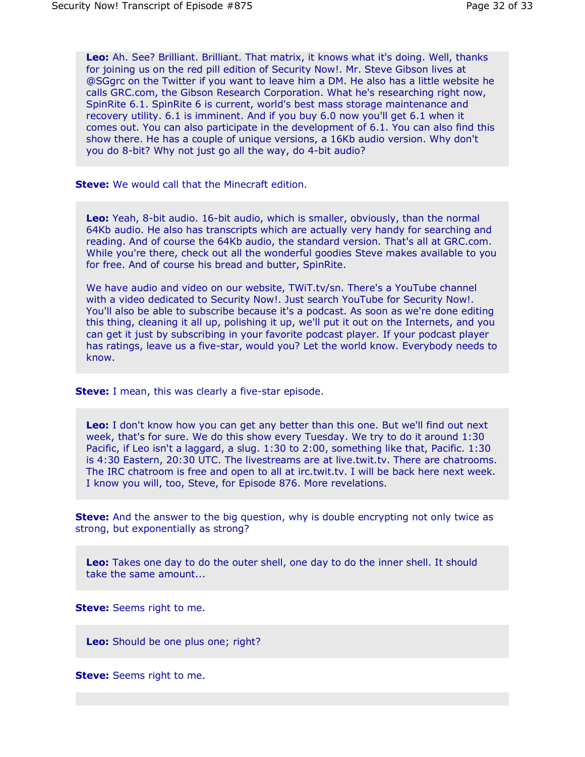**Leo:** Ah. See? Brilliant. Brilliant. That matrix, it knows what it's doing. Well, thanks for joining us on the red pill edition of Security Now!. Mr. Steve Gibson lives at @SGgrc on the Twitter if you want to leave him a DM. He also has a little website he calls GRC.com, the Gibson Research Corporation. What he's researching right now, SpinRite 6.1. SpinRite 6 is current, world's best mass storage maintenance and recovery utility. 6.1 is imminent. And if you buy 6.0 now you'll get 6.1 when it comes out. You can also participate in the development of 6.1. You can also find this show there. He has a couple of unique versions, a 16Kb audio version. Why don't you do 8-bit? Why not just go all the way, do 4-bit audio?

**Steve:** We would call that the Minecraft edition.

**Leo:** Yeah, 8-bit audio. 16-bit audio, which is smaller, obviously, than the normal 64Kb audio. He also has transcripts which are actually very handy for searching and reading. And of course the 64Kb audio, the standard version. That's all at GRC.com. While you're there, check out all the wonderful goodies Steve makes available to you for free. And of course his bread and butter, SpinRite.

We have audio and video on our website, TWiT.tv/sn. There's a YouTube channel with a video dedicated to Security Now!. Just search YouTube for Security Now!. You'll also be able to subscribe because it's a podcast. As soon as we're done editing this thing, cleaning it all up, polishing it up, we'll put it out on the Internets, and you can get it just by subscribing in your favorite podcast player. If your podcast player has ratings, leave us a five-star, would you? Let the world know. Everybody needs to know.

**Steve:** I mean, this was clearly a five-star episode.

**Leo:** I don't know how you can get any better than this one. But we'll find out next week, that's for sure. We do this show every Tuesday. We try to do it around 1:30 Pacific, if Leo isn't a laggard, a slug. 1:30 to 2:00, something like that, Pacific. 1:30 is 4:30 Eastern, 20:30 UTC. The livestreams are at live.twit.tv. There are chatrooms. The IRC chatroom is free and open to all at irc.twit.tv. I will be back here next week. I know you will, too, Steve, for Episode 876. More revelations.

**Steve:** And the answer to the big question, why is double encrypting not only twice as strong, but exponentially as strong?

**Leo:** Takes one day to do the outer shell, one day to do the inner shell. It should take the same amount...

**Steve:** Seems right to me.

**Leo:** Should be one plus one; right?

**Steve:** Seems right to me.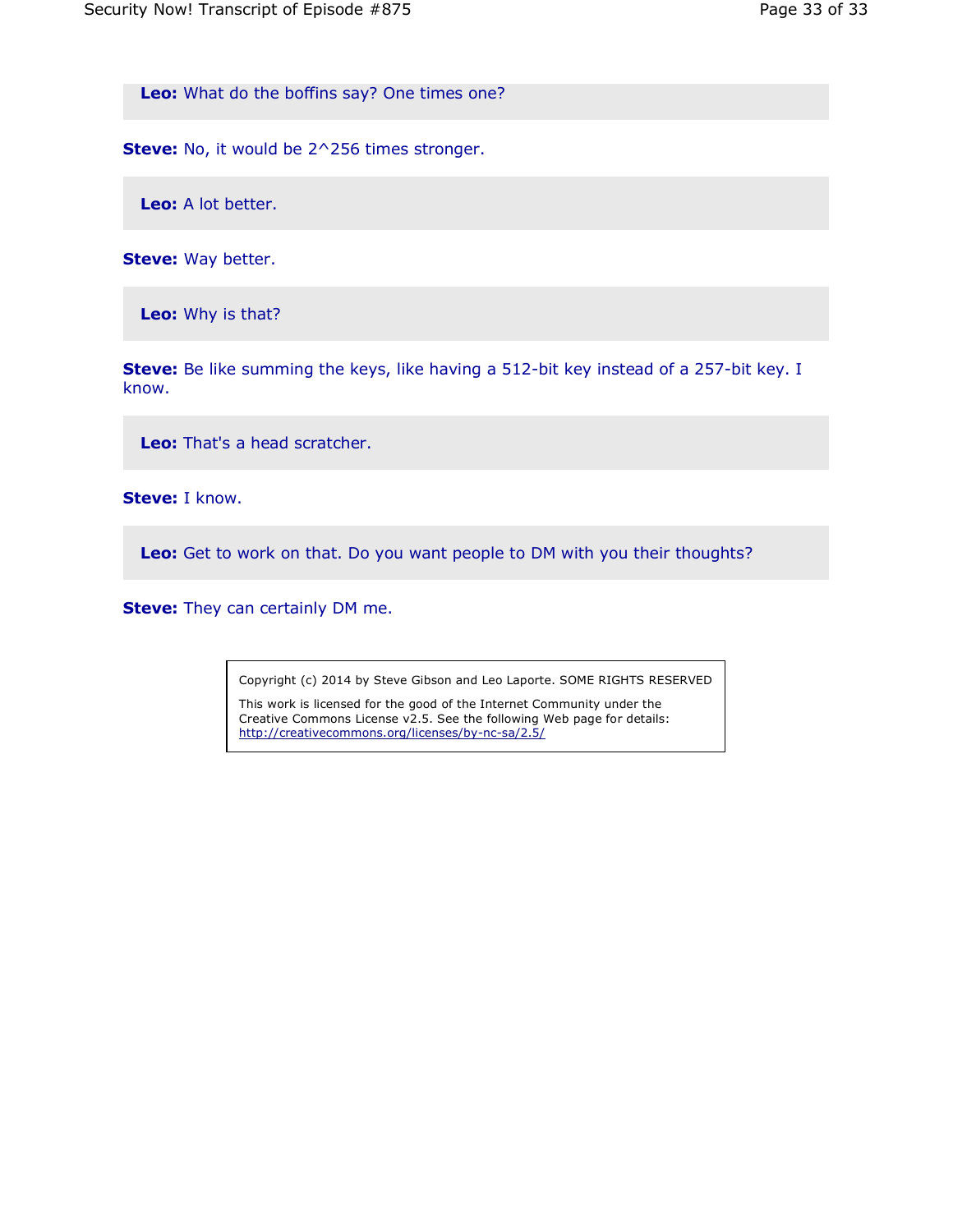**Leo:** What do the boffins say? One times one?

**Steve:** No, it would be $2^{256}$ times stronger.

**Leo:** A lot better.

**Steve:** Way better.

**Leo:** Why is that?

**Steve:** Be like summing the keys, like having a 512-bit key instead of a 257-bit key. I know.

**Leo:** That's a head scratcher.

**Steve:** I know.

**Leo:** Get to work on that. Do you want people to DM with you their thoughts?

**Steve:** They can certainly DM me.

Copyright (c) 2014 by Steve Gibson and Leo Laporte. SOME RIGHTS RESERVED

This work is licensed for the good of the Internet Community under the Creative Commons License v2.5. See the following Web page for details: http://creativecommons.org/licenses/by-nc-sa/2.5/